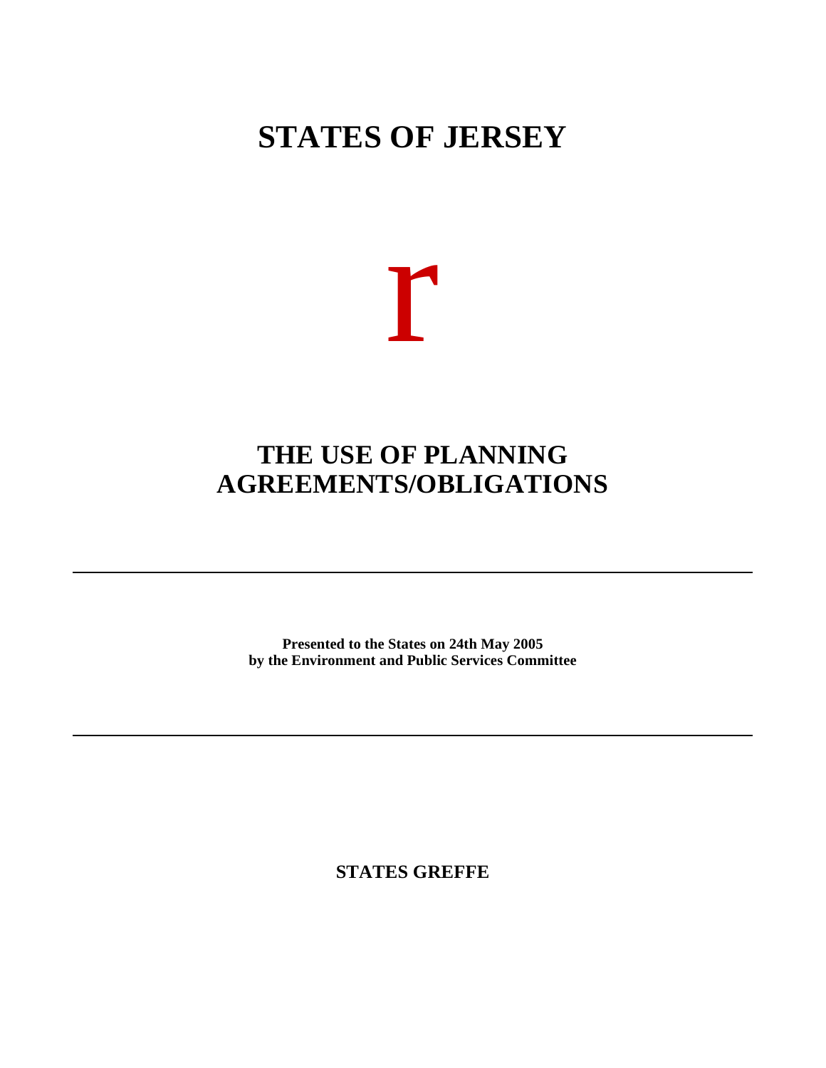# STATES OF JERSEY

r

# THE USE OF PLANNING AGREEMENTS/OBLIGATIONS

**Presented to the States on 24th May 2005**
**by the Environment and Public Services Committee**

**STATES GREFFE**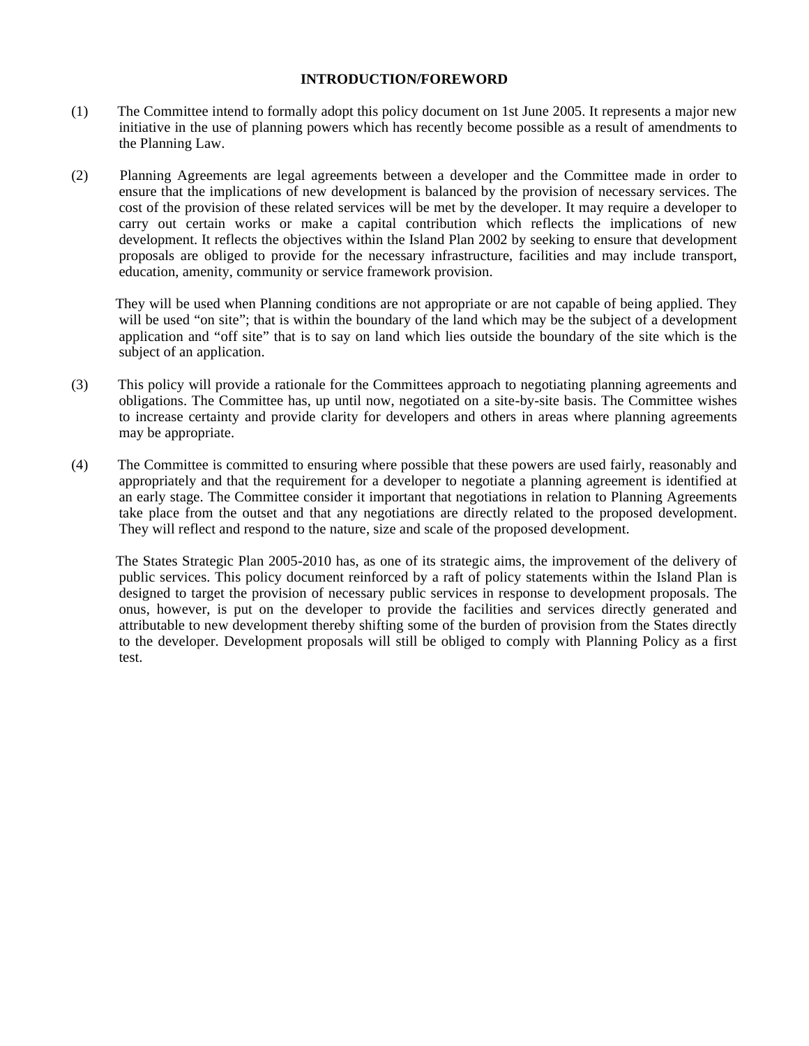**INTRODUCTION/FOREWORD**

(1) The Committee intend to formally adopt this policy document on 1st June 2005. It represents a major new initiative in the use of planning powers which has recently become possible as a result of amendments to the Planning Law.

(2) Planning Agreements are legal agreements between a developer and the Committee made in order to ensure that the implications of new development is balanced by the provision of necessary services. The cost of the provision of these related services will be met by the developer. It may require a developer to carry out certain works or make a capital contribution which reflects the implications of new development. It reflects the objectives within the Island Plan 2002 by seeking to ensure that development proposals are obliged to provide for the necessary infrastructure, facilities and may include transport, education, amenity, community or service framework provision.

They will be used when Planning conditions are not appropriate or are not capable of being applied. They will be used "on site"; that is within the boundary of the land which may be the subject of a development application and "off site" that is to say on land which lies outside the boundary of the site which is the subject of an application.

(3) This policy will provide a rationale for the Committees approach to negotiating planning agreements and obligations. The Committee has, up until now, negotiated on a site-by-site basis. The Committee wishes to increase certainty and provide clarity for developers and others in areas where planning agreements may be appropriate.

(4) The Committee is committed to ensuring where possible that these powers are used fairly, reasonably and appropriately and that the requirement for a developer to negotiate a planning agreement is identified at an early stage. The Committee consider it important that negotiations in relation to Planning Agreements take place from the outset and that any negotiations are directly related to the proposed development. They will reflect and respond to the nature, size and scale of the proposed development.

The States Strategic Plan 2005-2010 has, as one of its strategic aims, the improvement of the delivery of public services. This policy document reinforced by a raft of policy statements within the Island Plan is designed to target the provision of necessary public services in response to development proposals. The onus, however, is put on the developer to provide the facilities and services directly generated and attributable to new development thereby shifting some of the burden of provision from the States directly to the developer. Development proposals will still be obliged to comply with Planning Policy as a first test.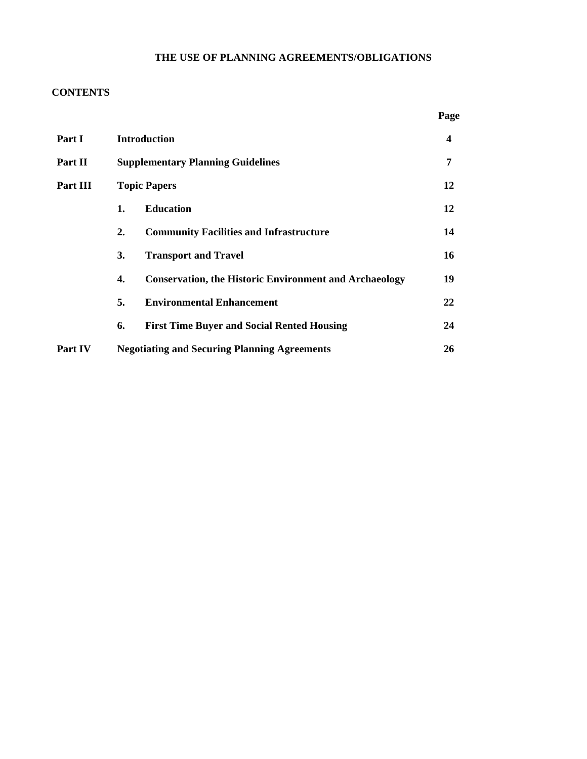# THE USE OF PLANNING AGREEMENTS/OBLIGATIONS

## CONTENTS

| | | Page |
|---|---|---|
| **Part I** | **Introduction** | **4** |
| **Part II** | **Supplementary Planning Guidelines** | **7** |
| **Part III** | **Topic Papers** | **12** |
| | **1. Education** | **12** |
| | **2. Community Facilities and Infrastructure** | **14** |
| | **3. Transport and Travel** | **16** |
| | **4. Conservation, the Historic Environment and Archaeology** | **19** |
| | **5. Environmental Enhancement** | **22** |
| | **6. First Time Buyer and Social Rented Housing** | **24** |
| **Part IV** | **Negotiating and Securing Planning Agreements** | **26** |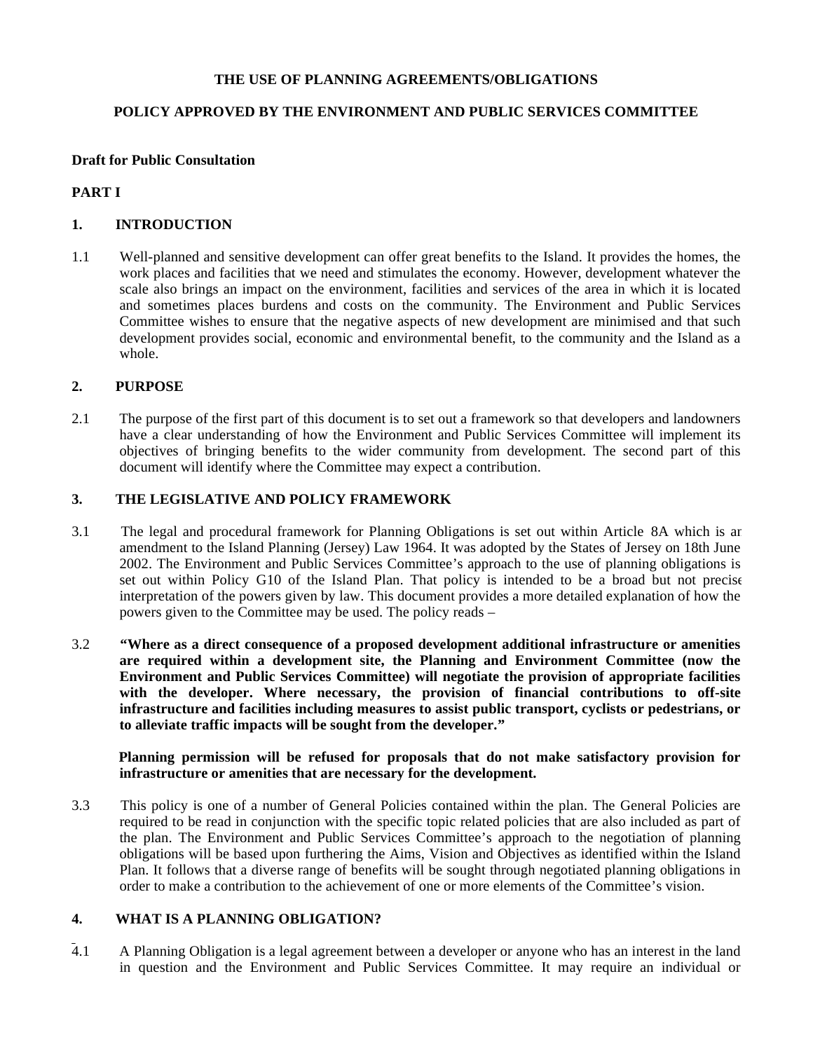**THE USE OF PLANNING AGREEMENTS/OBLIGATIONS**

**POLICY APPROVED BY THE ENVIRONMENT AND PUBLIC SERVICES COMMITTEE**

**Draft for Public Consultation**

**PART I**

## 1. INTRODUCTION

1.1 Well-planned and sensitive development can offer great benefits to the Island. It provides the homes, the work places and facilities that we need and stimulates the economy. However, development whatever the scale also brings an impact on the environment, facilities and services of the area in which it is located and sometimes places burdens and costs on the community. The Environment and Public Services Committee wishes to ensure that the negative aspects of new development are minimised and that such development provides social, economic and environmental benefit, to the community and the Island as a whole.

## 2. PURPOSE

2.1 The purpose of the first part of this document is to set out a framework so that developers and landowners have a clear understanding of how the Environment and Public Services Committee will implement its objectives of bringing benefits to the wider community from development. The second part of this document will identify where the Committee may expect a contribution.

## 3. THE LEGISLATIVE AND POLICY FRAMEWORK

3.1 The legal and procedural framework for Planning Obligations is set out within Article 8A which is an amendment to the Island Planning (Jersey) Law 1964. It was adopted by the States of Jersey on 18th June 2002. The Environment and Public Services Committee's approach to the use of planning obligations is set out within Policy G10 of the Island Plan. That policy is intended to be a broad but not precise interpretation of the powers given by law. This document provides a more detailed explanation of how the powers given to the Committee may be used. The policy reads –

3.2 **"Where as a direct consequence of a proposed development additional infrastructure or amenities are required within a development site, the Planning and Environment Committee (now the Environment and Public Services Committee) will negotiate the provision of appropriate facilities with the developer. Where necessary, the provision of financial contributions to off-site infrastructure and facilities including measures to assist public transport, cyclists or pedestrians, or to alleviate traffic impacts will be sought from the developer."**

**Planning permission will be refused for proposals that do not make satisfactory provision for infrastructure or amenities that are necessary for the development.**

3.3 This policy is one of a number of General Policies contained within the plan. The General Policies are required to be read in conjunction with the specific topic related policies that are also included as part of the plan. The Environment and Public Services Committee's approach to the negotiation of planning obligations will be based upon furthering the Aims, Vision and Objectives as identified within the Island Plan. It follows that a diverse range of benefits will be sought through negotiated planning obligations in order to make a contribution to the achievement of one or more elements of the Committee's vision.

## 4. WHAT IS A PLANNING OBLIGATION?

4.1 A Planning Obligation is a legal agreement between a developer or anyone who has an interest in the land in question and the Environment and Public Services Committee. It may require an individual or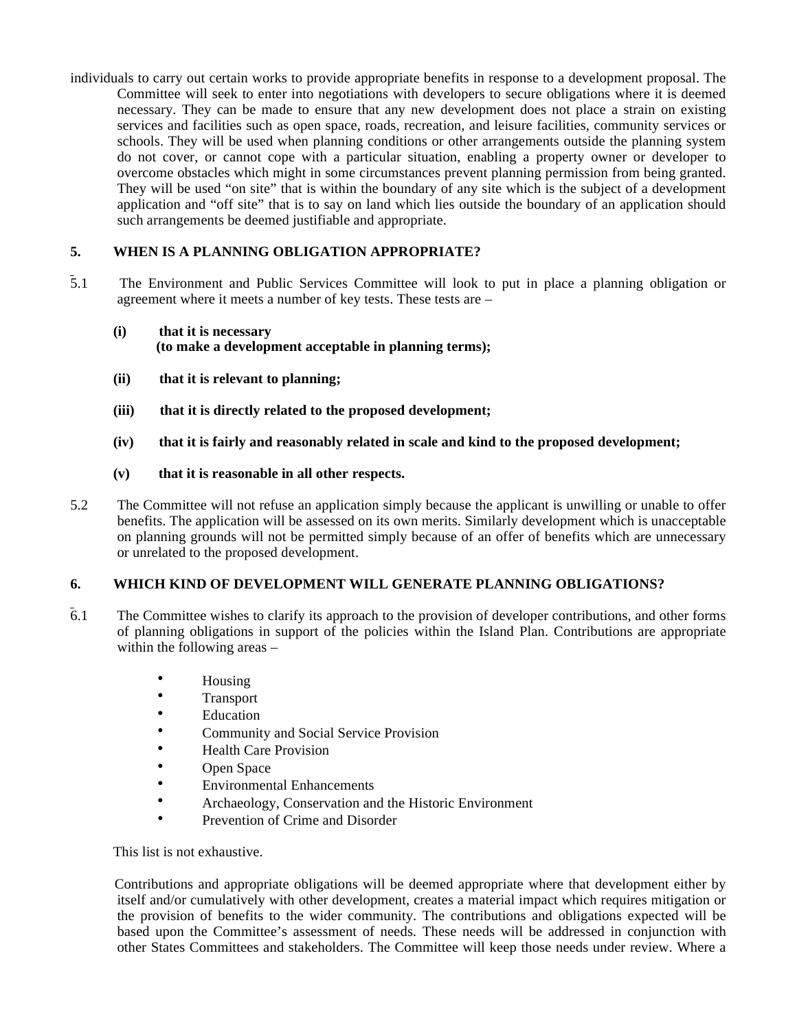individuals to carry out certain works to provide appropriate benefits in response to a development proposal. The Committee will seek to enter into negotiations with developers to secure obligations where it is deemed necessary. They can be made to ensure that any new development does not place a strain on existing services and facilities such as open space, roads, recreation, and leisure facilities, community services or schools. They will be used when planning conditions or other arrangements outside the planning system do not cover, or cannot cope with a particular situation, enabling a property owner or developer to overcome obstacles which might in some circumstances prevent planning permission from being granted. They will be used "on site" that is within the boundary of any site which is the subject of a development application and "off site" that is to say on land which lies outside the boundary of an application should such arrangements be deemed justifiable and appropriate.

## 5. WHEN IS A PLANNING OBLIGATION APPROPRIATE?

5.1 The Environment and Public Services Committee will look to put in place a planning obligation or agreement where it meets a number of key tests. These tests are –

**(i) that it is necessary (to make a development acceptable in planning terms);**

**(ii) that it is relevant to planning;**

**(iii) that it is directly related to the proposed development;**

**(iv) that it is fairly and reasonably related in scale and kind to the proposed development;**

**(v) that it is reasonable in all other respects.**

5.2 The Committee will not refuse an application simply because the applicant is unwilling or unable to offer benefits. The application will be assessed on its own merits. Similarly development which is unacceptable on planning grounds will not be permitted simply because of an offer of benefits which are unnecessary or unrelated to the proposed development.

## 6. WHICH KIND OF DEVELOPMENT WILL GENERATE PLANNING OBLIGATIONS?

6.1 The Committee wishes to clarify its approach to the provision of developer contributions, and other forms of planning obligations in support of the policies within the Island Plan. Contributions are appropriate within the following areas –

- Housing
- Transport
- Education
- Community and Social Service Provision
- Health Care Provision
- Open Space
- Environmental Enhancements
- Archaeology, Conservation and the Historic Environment
- Prevention of Crime and Disorder

This list is not exhaustive.

Contributions and appropriate obligations will be deemed appropriate where that development either by itself and/or cumulatively with other development, creates a material impact which requires mitigation or the provision of benefits to the wider community. The contributions and obligations expected will be based upon the Committee's assessment of needs. These needs will be addressed in conjunction with other States Committees and stakeholders. The Committee will keep those needs under review. Where a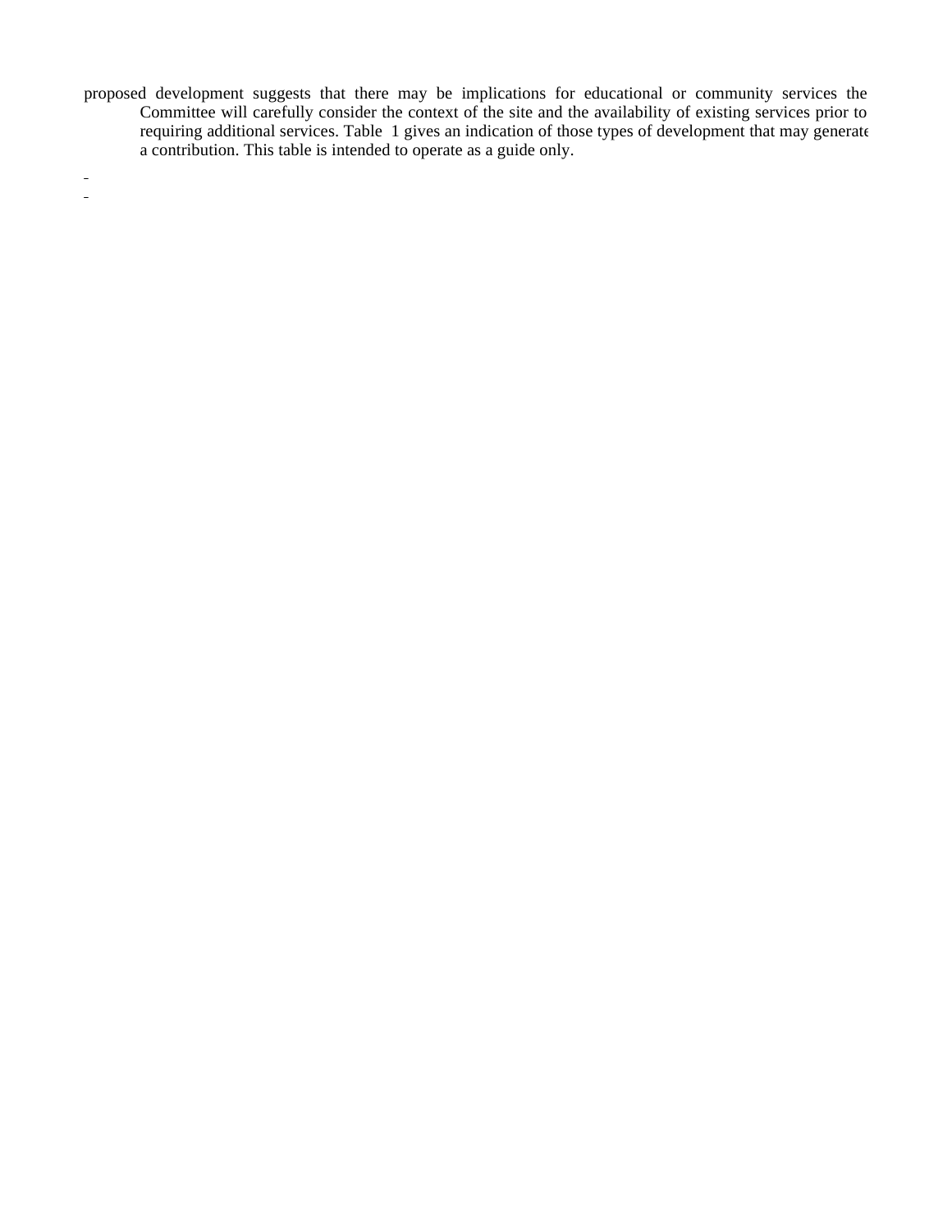proposed development suggests that there may be implications for educational or community services the Committee will carefully consider the context of the site and the availability of existing services prior to requiring additional services. Table 1 gives an indication of those types of development that may generate a contribution. This table is intended to operate as a guide only.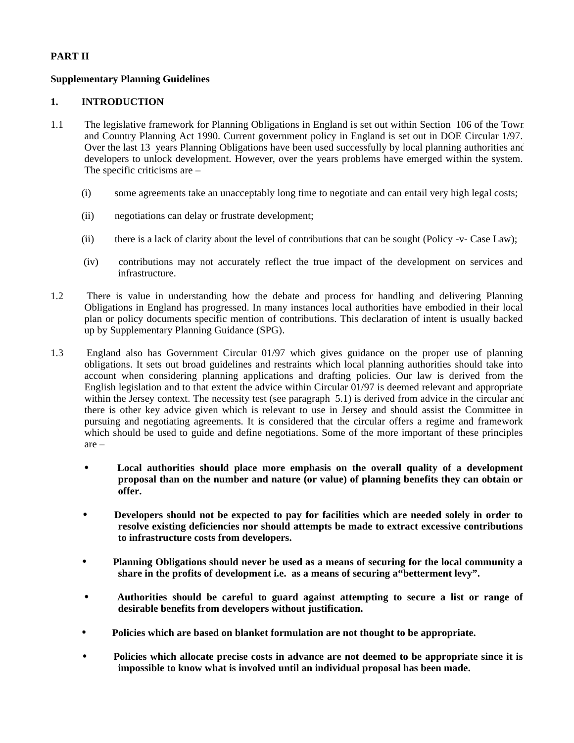**PART II**

**Supplementary Planning Guidelines**

**1. INTRODUCTION**

1.1 The legislative framework for Planning Obligations in England is set out within Section 106 of the Town and Country Planning Act 1990. Current government policy in England is set out in DOE Circular 1/97. Over the last 13 years Planning Obligations have been used successfully by local planning authorities and developers to unlock development. However, over the years problems have emerged within the system. The specific criticisms are –

(i) some agreements take an unacceptably long time to negotiate and can entail very high legal costs;

(ii) negotiations can delay or frustrate development;

(ii) there is a lack of clarity about the level of contributions that can be sought (Policy -v- Case Law);

(iv) contributions may not accurately reflect the true impact of the development on services and infrastructure.

1.2 There is value in understanding how the debate and process for handling and delivering Planning Obligations in England has progressed. In many instances local authorities have embodied in their local plan or policy documents specific mention of contributions. This declaration of intent is usually backed up by Supplementary Planning Guidance (SPG).

1.3 England also has Government Circular 01/97 which gives guidance on the proper use of planning obligations. It sets out broad guidelines and restraints which local planning authorities should take into account when considering planning applications and drafting policies. Our law is derived from the English legislation and to that extent the advice within Circular 01/97 is deemed relevant and appropriate within the Jersey context. The necessity test (see paragraph 5.1) is derived from advice in the circular and there is other key advice given which is relevant to use in Jersey and should assist the Committee in pursuing and negotiating agreements. It is considered that the circular offers a regime and framework which should be used to guide and define negotiations. Some of the more important of these principles are –

- **Local authorities should place more emphasis on the overall quality of a development proposal than on the number and nature (or value) of planning benefits they can obtain or offer.**

- **Developers should not be expected to pay for facilities which are needed solely in order to resolve existing deficiencies nor should attempts be made to extract excessive contributions to infrastructure costs from developers.**

- **Planning Obligations should never be used as a means of securing for the local community a share in the profits of development i.e. as a means of securing a"betterment levy".**

- **Authorities should be careful to guard against attempting to secure a list or range of desirable benefits from developers without justification.**

- **Policies which are based on blanket formulation are not thought to be appropriate.**

- **Policies which allocate precise costs in advance are not deemed to be appropriate since it is impossible to know what is involved until an individual proposal has been made.**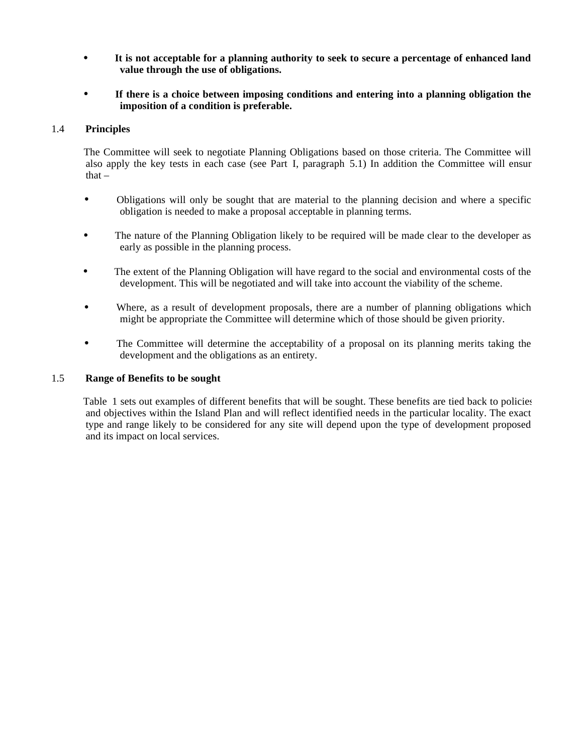- **It is not acceptable for a planning authority to seek to secure a percentage of enhanced land value through the use of obligations.**

- **If there is a choice between imposing conditions and entering into a planning obligation the imposition of a condition is preferable.**

### 1.4 Principles

The Committee will seek to negotiate Planning Obligations based on those criteria. The Committee will also apply the key tests in each case (see Part I, paragraph 5.1) In addition the Committee will ensur that –

- Obligations will only be sought that are material to the planning decision and where a specific obligation is needed to make a proposal acceptable in planning terms.

- The nature of the Planning Obligation likely to be required will be made clear to the developer as early as possible in the planning process.

- The extent of the Planning Obligation will have regard to the social and environmental costs of the development. This will be negotiated and will take into account the viability of the scheme.

- Where, as a result of development proposals, there are a number of planning obligations which might be appropriate the Committee will determine which of those should be given priority.

- The Committee will determine the acceptability of a proposal on its planning merits taking the development and the obligations as an entirety.

### 1.5 Range of Benefits to be sought

Table 1 sets out examples of different benefits that will be sought. These benefits are tied back to policies and objectives within the Island Plan and will reflect identified needs in the particular locality. The exact type and range likely to be considered for any site will depend upon the type of development proposed and its impact on local services.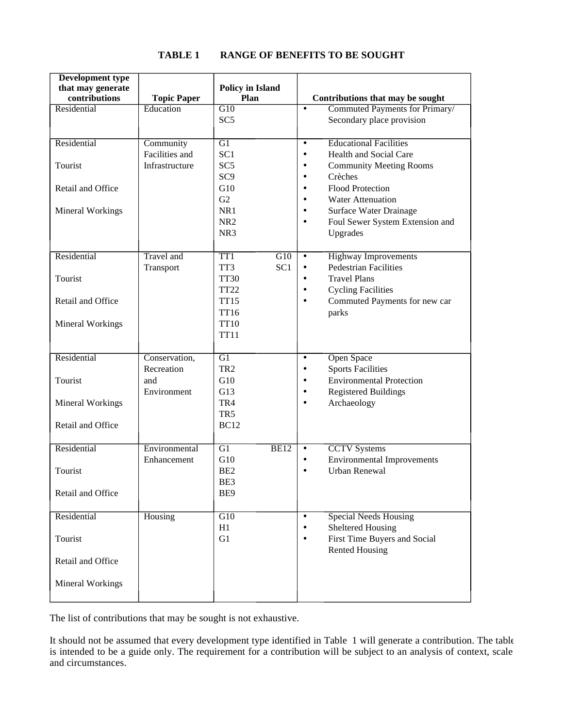**TABLE 1 RANGE OF BENEFITS TO BE SOUGHT**

| Development type that may generate contributions | Topic Paper | Policy in Island Plan | Contributions that may be sought |
|---|---|---|---|
| Residential | Education | G10<br>SC5 | • Commuted Payments for Primary/ Secondary place provision |
| Residential<br>Tourist<br>Retail and Office<br>Mineral Workings | Community Facilities and Infrastructure | G1<br>SC1<br>SC5<br>SC9<br>G10<br>G2<br>NR1<br>NR2<br>NR3 | • Educational Facilities<br>• Health and Social Care<br>• Community Meeting Rooms<br>• Crèches<br>• Flood Protection<br>• Water Attenuation<br>• Surface Water Drainage<br>• Foul Sewer System Extension and Upgrades |
| Residential<br>Tourist<br>Retail and Office<br>Mineral Workings | Travel and Transport | TT1 G10<br>TT3 SC1<br>TT30<br>TT22<br>TT15<br>TT16<br>TT10<br>TT11 | • Highway Improvements<br>• Pedestrian Facilities<br>• Travel Plans<br>• Cycling Facilities<br>• Commuted Payments for new car parks |
| Residential<br>Tourist<br>Mineral Workings<br>Retail and Office | Conservation, Recreation and Environment | G1<br>TR2<br>G10<br>G13<br>TR4<br>TR5<br>BC12 | • Open Space<br>• Sports Facilities<br>• Environmental Protection<br>• Registered Buildings<br>• Archaeology |
| Residential<br>Tourist<br>Retail and Office | Environmental Enhancement | G1 BE12<br>G10<br>BE2<br>BE3<br>BE9 | • CCTV Systems<br>• Environmental Improvements<br>• Urban Renewal |
| Residential<br>Tourist<br>Retail and Office<br>Mineral Workings | Housing | G10<br>H1<br>G1 | • Special Needs Housing<br>• Sheltered Housing<br>• First Time Buyers and Social Rented Housing |

The list of contributions that may be sought is not exhaustive.

It should not be assumed that every development type identified in Table 1 will generate a contribution. The table is intended to be a guide only. The requirement for a contribution will be subject to an analysis of context, scale and circumstances.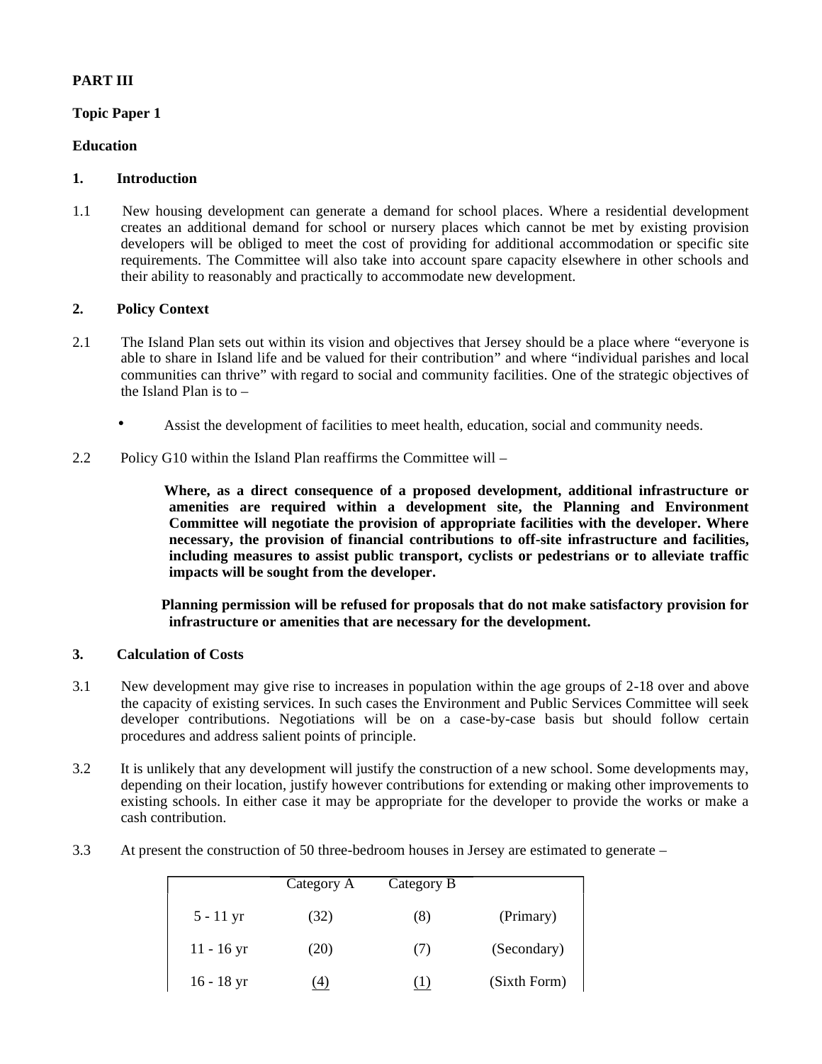**PART III**

**Topic Paper 1**

**Education**

**1. Introduction**

1.1 New housing development can generate a demand for school places. Where a residential development creates an additional demand for school or nursery places which cannot be met by existing provision developers will be obliged to meet the cost of providing for additional accommodation or specific site requirements. The Committee will also take into account spare capacity elsewhere in other schools and their ability to reasonably and practically to accommodate new development.

**2. Policy Context**

2.1 The Island Plan sets out within its vision and objectives that Jersey should be a place where "everyone is able to share in Island life and be valued for their contribution" and where "individual parishes and local communities can thrive" with regard to social and community facilities. One of the strategic objectives of the Island Plan is to –

- Assist the development of facilities to meet health, education, social and community needs.

2.2 Policy G10 within the Island Plan reaffirms the Committee will –

> **Where, as a direct consequence of a proposed development, additional infrastructure or amenities are required within a development site, the Planning and Environment Committee will negotiate the provision of appropriate facilities with the developer. Where necessary, the provision of financial contributions to off-site infrastructure and facilities, including measures to assist public transport, cyclists or pedestrians or to alleviate traffic impacts will be sought from the developer.**
>
> **Planning permission will be refused for proposals that do not make satisfactory provision for infrastructure or amenities that are necessary for the development.**

**3. Calculation of Costs**

3.1 New development may give rise to increases in population within the age groups of 2-18 over and above the capacity of existing services. In such cases the Environment and Public Services Committee will seek developer contributions. Negotiations will be on a case-by-case basis but should follow certain procedures and address salient points of principle.

3.2 It is unlikely that any development will justify the construction of a new school. Some developments may, depending on their location, justify however contributions for extending or making other improvements to existing schools. In either case it may be appropriate for the developer to provide the works or make a cash contribution.

3.3 At present the construction of 50 three-bedroom houses in Jersey are estimated to generate –

| | Category A | Category B | |
|---|---|---|---|
| 5 - 11 yr | (32) | (8) | (Primary) |
| 11 - 16 yr | (20) | (7) | (Secondary) |
| 16 - 18 yr | (4) | (1) | (Sixth Form) |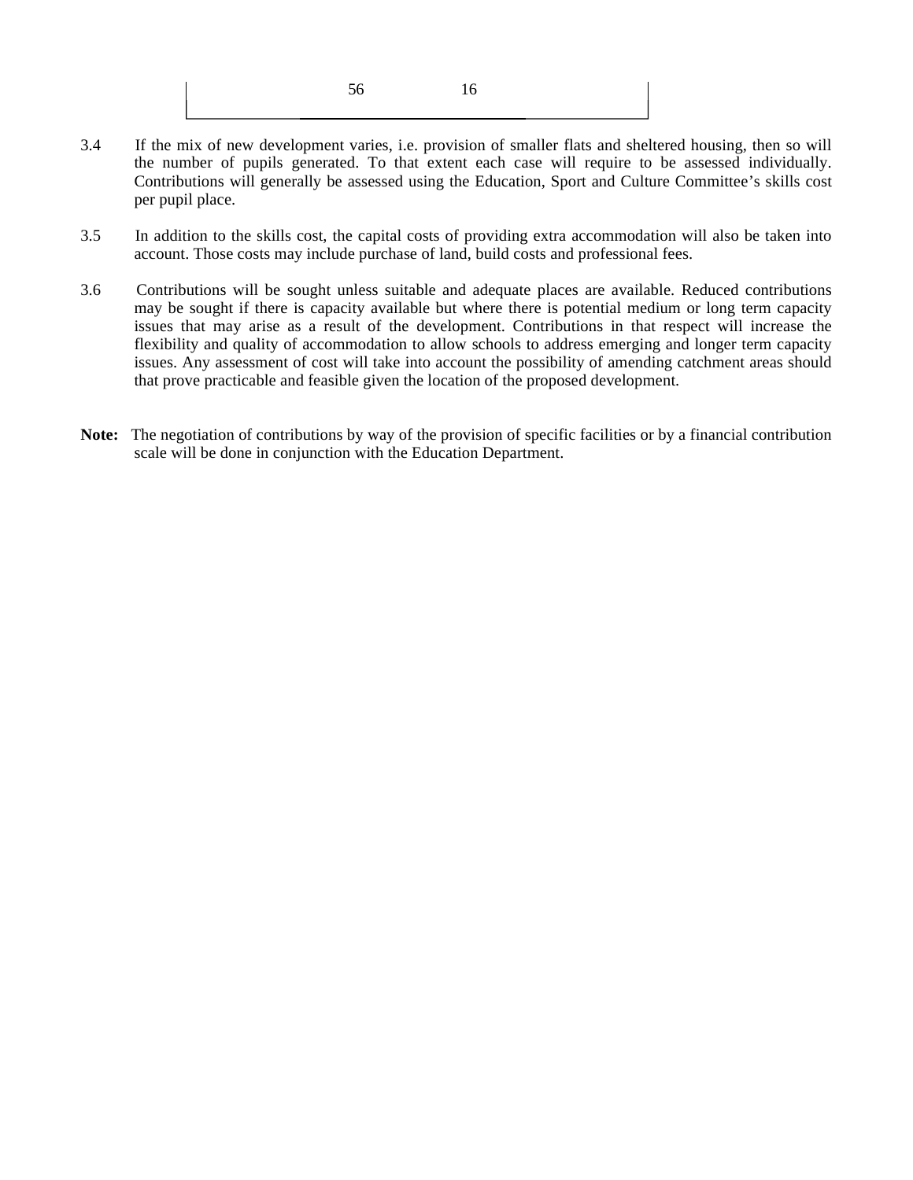| | 56 | 16 | |
|---|---|---|---|

3.4 If the mix of new development varies, i.e. provision of smaller flats and sheltered housing, then so will the number of pupils generated. To that extent each case will require to be assessed individually. Contributions will generally be assessed using the Education, Sport and Culture Committee's skills cost per pupil place.

3.5 In addition to the skills cost, the capital costs of providing extra accommodation will also be taken into account. Those costs may include purchase of land, build costs and professional fees.

3.6 Contributions will be sought unless suitable and adequate places are available. Reduced contributions may be sought if there is capacity available but where there is potential medium or long term capacity issues that may arise as a result of the development. Contributions in that respect will increase the flexibility and quality of accommodation to allow schools to address emerging and longer term capacity issues. Any assessment of cost will take into account the possibility of amending catchment areas should that prove practicable and feasible given the location of the proposed development.

**Note:** The negotiation of contributions by way of the provision of specific facilities or by a financial contribution scale will be done in conjunction with the Education Department.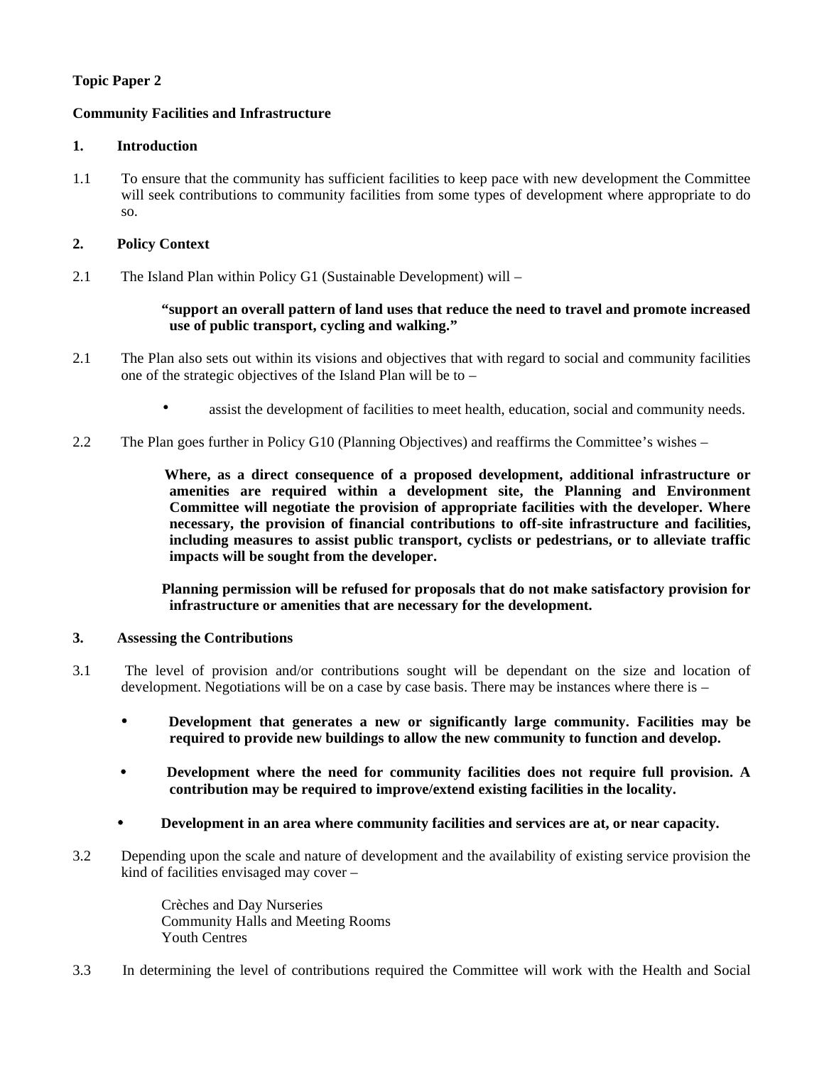**Topic Paper 2**

**Community Facilities and Infrastructure**

**1. Introduction**

1.1 To ensure that the community has sufficient facilities to keep pace with new development the Committee will seek contributions to community facilities from some types of development where appropriate to do so.

**2. Policy Context**

2.1 The Island Plan within Policy G1 (Sustainable Development) will –

> **"support an overall pattern of land uses that reduce the need to travel and promote increased use of public transport, cycling and walking."**

2.1 The Plan also sets out within its visions and objectives that with regard to social and community facilities one of the strategic objectives of the Island Plan will be to –

- assist the development of facilities to meet health, education, social and community needs.

2.2 The Plan goes further in Policy G10 (Planning Objectives) and reaffirms the Committee's wishes –

> **Where, as a direct consequence of a proposed development, additional infrastructure or amenities are required within a development site, the Planning and Environment Committee will negotiate the provision of appropriate facilities with the developer. Where necessary, the provision of financial contributions to off-site infrastructure and facilities, including measures to assist public transport, cyclists or pedestrians, or to alleviate traffic impacts will be sought from the developer.**
>
> **Planning permission will be refused for proposals that do not make satisfactory provision for infrastructure or amenities that are necessary for the development.**

**3. Assessing the Contributions**

3.1 The level of provision and/or contributions sought will be dependant on the size and location of development. Negotiations will be on a case by case basis. There may be instances where there is –

- **Development that generates a new or significantly large community. Facilities may be required to provide new buildings to allow the new community to function and develop.**
- **Development where the need for community facilities does not require full provision. A contribution may be required to improve/extend existing facilities in the locality.**
- **Development in an area where community facilities and services are at, or near capacity.**

3.2 Depending upon the scale and nature of development and the availability of existing service provision the kind of facilities envisaged may cover –

Crèches and Day Nurseries
Community Halls and Meeting Rooms
Youth Centres

3.3 In determining the level of contributions required the Committee will work with the Health and Social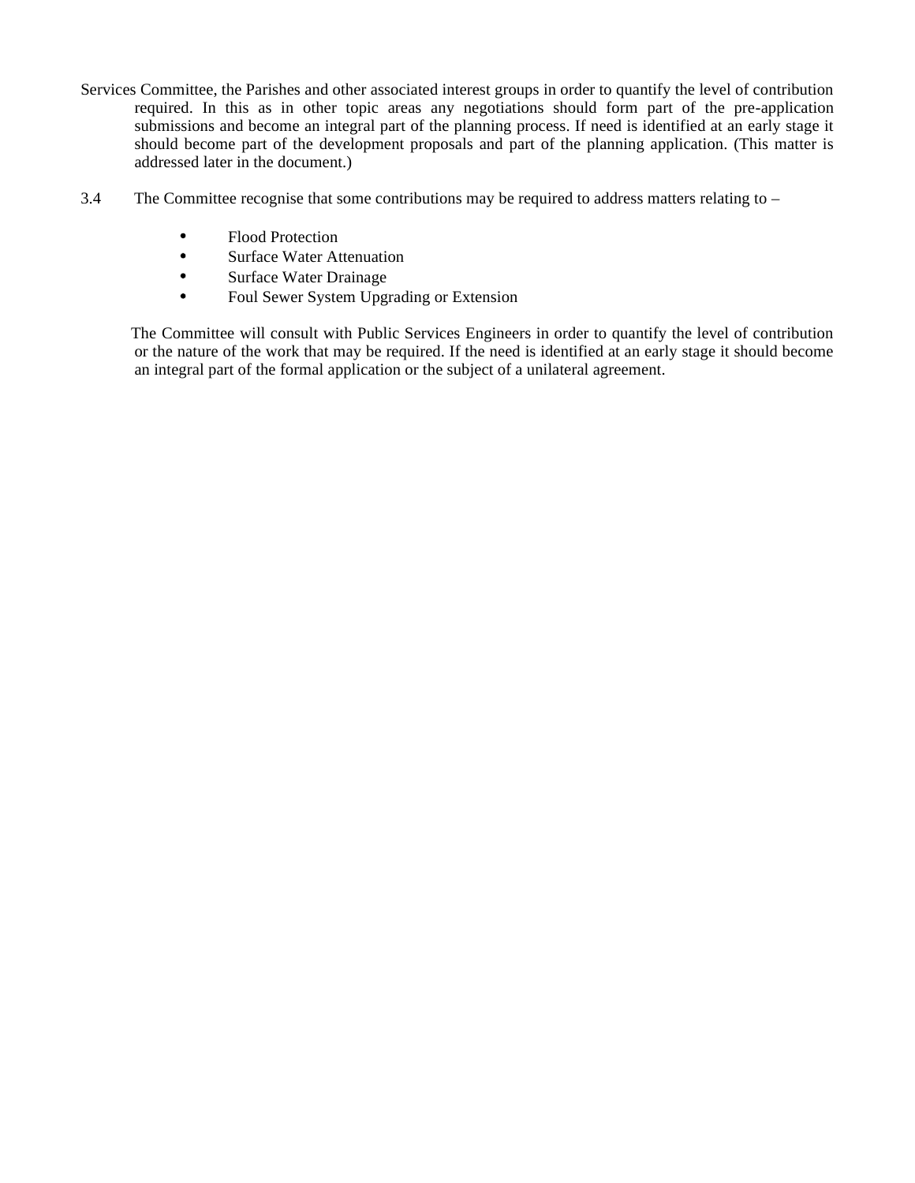Services Committee, the Parishes and other associated interest groups in order to quantify the level of contribution required. In this as in other topic areas any negotiations should form part of the pre-application submissions and become an integral part of the planning process. If need is identified at an early stage it should become part of the development proposals and part of the planning application. (This matter is addressed later in the document.)

3.4 The Committee recognise that some contributions may be required to address matters relating to –

- Flood Protection
- Surface Water Attenuation
- Surface Water Drainage
- Foul Sewer System Upgrading or Extension

The Committee will consult with Public Services Engineers in order to quantify the level of contribution or the nature of the work that may be required. If the need is identified at an early stage it should become an integral part of the formal application or the subject of a unilateral agreement.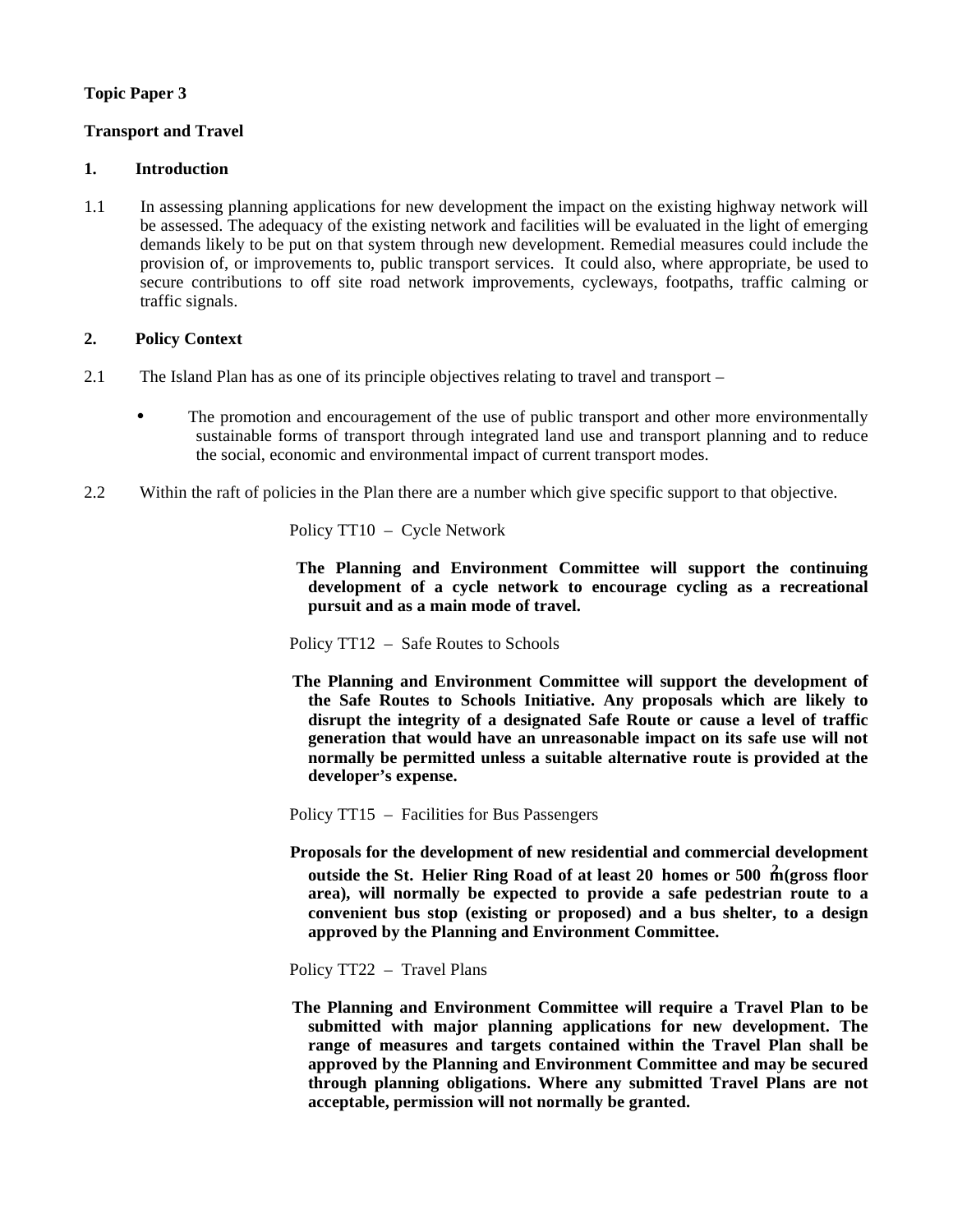**Topic Paper 3**

**Transport and Travel**

## 1. Introduction

1.1 In assessing planning applications for new development the impact on the existing highway network will be assessed. The adequacy of the existing network and facilities will be evaluated in the light of emerging demands likely to be put on that system through new development. Remedial measures could include the provision of, or improvements to, public transport services. It could also, where appropriate, be used to secure contributions to off site road network improvements, cycleways, footpaths, traffic calming or traffic signals.

## 2. Policy Context

2.1 The Island Plan has as one of its principle objectives relating to travel and transport –

- The promotion and encouragement of the use of public transport and other more environmentally sustainable forms of transport through integrated land use and transport planning and to reduce the social, economic and environmental impact of current transport modes.

2.2 Within the raft of policies in the Plan there are a number which give specific support to that objective.

Policy TT10 – Cycle Network

**The Planning and Environment Committee will support the continuing development of a cycle network to encourage cycling as a recreational pursuit and as a main mode of travel.**

Policy TT12 – Safe Routes to Schools

**The Planning and Environment Committee will support the development of the Safe Routes to Schools Initiative. Any proposals which are likely to disrupt the integrity of a designated Safe Route or cause a level of traffic generation that would have an unreasonable impact on its safe use will not normally be permitted unless a suitable alternative route is provided at the developer's expense.**

Policy TT15 – Facilities for Bus Passengers

**Proposals for the development of new residential and commercial development outside the St. Helier Ring Road of at least 20 homes or 500 m$^2$ (gross floor area), will normally be expected to provide a safe pedestrian route to a convenient bus stop (existing or proposed) and a bus shelter, to a design approved by the Planning and Environment Committee.**

Policy TT22 – Travel Plans

**The Planning and Environment Committee will require a Travel Plan to be submitted with major planning applications for new development. The range of measures and targets contained within the Travel Plan shall be approved by the Planning and Environment Committee and may be secured through planning obligations. Where any submitted Travel Plans are not acceptable, permission will not normally be granted.**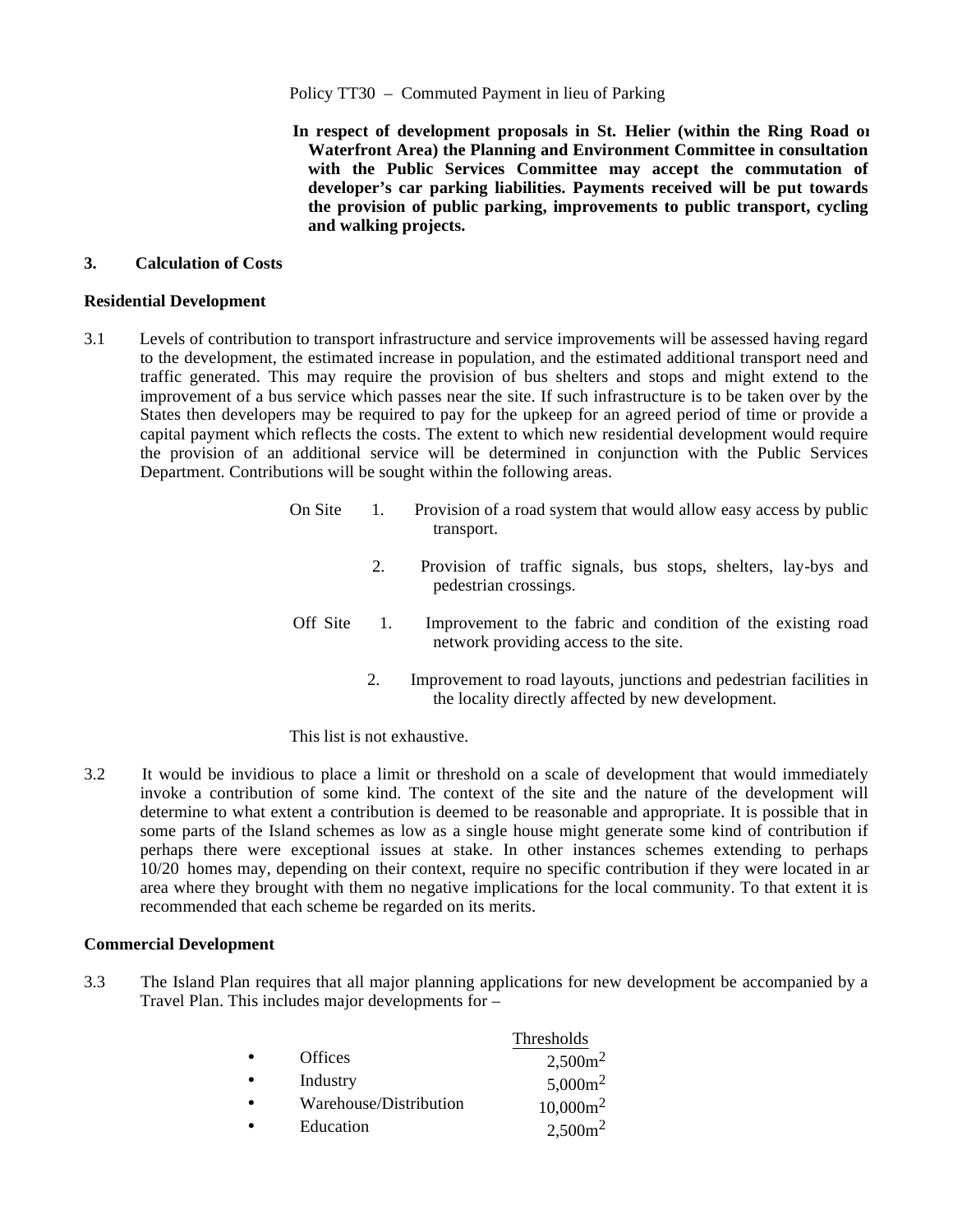Policy TT30 – Commuted Payment in lieu of Parking

**In respect of development proposals in St. Helier (within the Ring Road or Waterfront Area) the Planning and Environment Committee in consultation with the Public Services Committee may accept the commutation of developer's car parking liabilities. Payments received will be put towards the provision of public parking, improvements to public transport, cycling and walking projects.**

## 3. Calculation of Costs

### Residential Development

3.1 Levels of contribution to transport infrastructure and service improvements will be assessed having regard to the development, the estimated increase in population, and the estimated additional transport need and traffic generated. This may require the provision of bus shelters and stops and might extend to the improvement of a bus service which passes near the site. If such infrastructure is to be taken over by the States then developers may be required to pay for the upkeep for an agreed period of time or provide a capital payment which reflects the costs. The extent to which new residential development would require the provision of an additional service will be determined in conjunction with the Public Services Department. Contributions will be sought within the following areas.

On Site
1. Provision of a road system that would allow easy access by public transport.
2. Provision of traffic signals, bus stops, shelters, lay-bys and pedestrian crossings.

Off Site
1. Improvement to the fabric and condition of the existing road network providing access to the site.
2. Improvement to road layouts, junctions and pedestrian facilities in the locality directly affected by new development.

This list is not exhaustive.

3.2 It would be invidious to place a limit or threshold on a scale of development that would immediately invoke a contribution of some kind. The context of the site and the nature of the development will determine to what extent a contribution is deemed to be reasonable and appropriate. It is possible that in some parts of the Island schemes as low as a single house might generate some kind of contribution if perhaps there were exceptional issues at stake. In other instances schemes extending to perhaps 10/20 homes may, depending on their context, require no specific contribution if they were located in an area where they brought with them no negative implications for the local community. To that extent it is recommended that each scheme be regarded on its merits.

### Commercial Development

3.3 The Island Plan requires that all major planning applications for new development be accompanied by a Travel Plan. This includes major developments for –

| | Thresholds |
|---|---|
| • Offices | 2,500m$^2$ |
| • Industry | 5,000m$^2$ |
| • Warehouse/Distribution | 10,000m$^2$ |
| • Education | 2,500m$^2$ |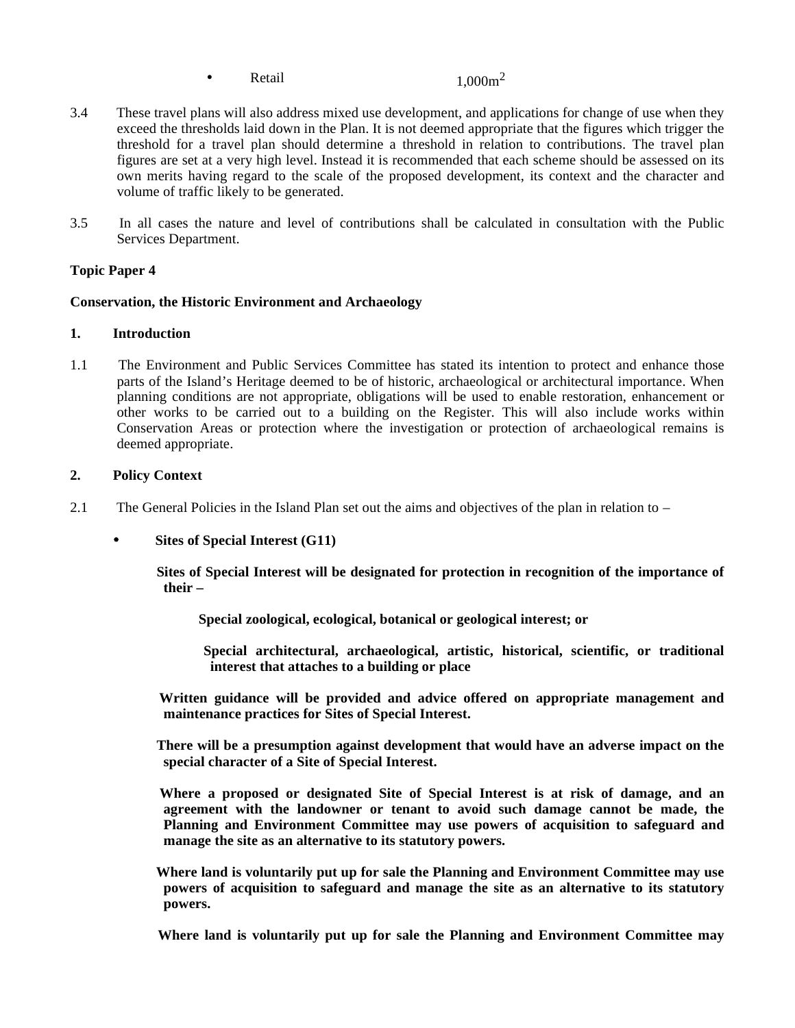- Retail 1,000m$^2$

3.4 These travel plans will also address mixed use development, and applications for change of use when they exceed the thresholds laid down in the Plan. It is not deemed appropriate that the figures which trigger the threshold for a travel plan should determine a threshold in relation to contributions. The travel plan figures are set at a very high level. Instead it is recommended that each scheme should be assessed on its own merits having regard to the scale of the proposed development, its context and the character and volume of traffic likely to be generated.

3.5 In all cases the nature and level of contributions shall be calculated in consultation with the Public Services Department.

**Topic Paper 4**

**Conservation, the Historic Environment and Archaeology**

**1. Introduction**

1.1 The Environment and Public Services Committee has stated its intention to protect and enhance those parts of the Island's Heritage deemed to be of historic, archaeological or architectural importance. When planning conditions are not appropriate, obligations will be used to enable restoration, enhancement or other works to be carried out to a building on the Register. This will also include works within Conservation Areas or protection where the investigation or protection of archaeological remains is deemed appropriate.

**2. Policy Context**

2.1 The General Policies in the Island Plan set out the aims and objectives of the plan in relation to –

- **Sites of Special Interest (G11)**

  **Sites of Special Interest will be designated for protection in recognition of the importance of their –**

  **Special zoological, ecological, botanical or geological interest; or**

  **Special architectural, archaeological, artistic, historical, scientific, or traditional interest that attaches to a building or place**

  **Written guidance will be provided and advice offered on appropriate management and maintenance practices for Sites of Special Interest.**

  **There will be a presumption against development that would have an adverse impact on the special character of a Site of Special Interest.**

  **Where a proposed or designated Site of Special Interest is at risk of damage, and an agreement with the landowner or tenant to avoid such damage cannot be made, the Planning and Environment Committee may use powers of acquisition to safeguard and manage the site as an alternative to its statutory powers.**

  **Where land is voluntarily put up for sale the Planning and Environment Committee may use powers of acquisition to safeguard and manage the site as an alternative to its statutory powers.**

  **Where land is voluntarily put up for sale the Planning and Environment Committee may**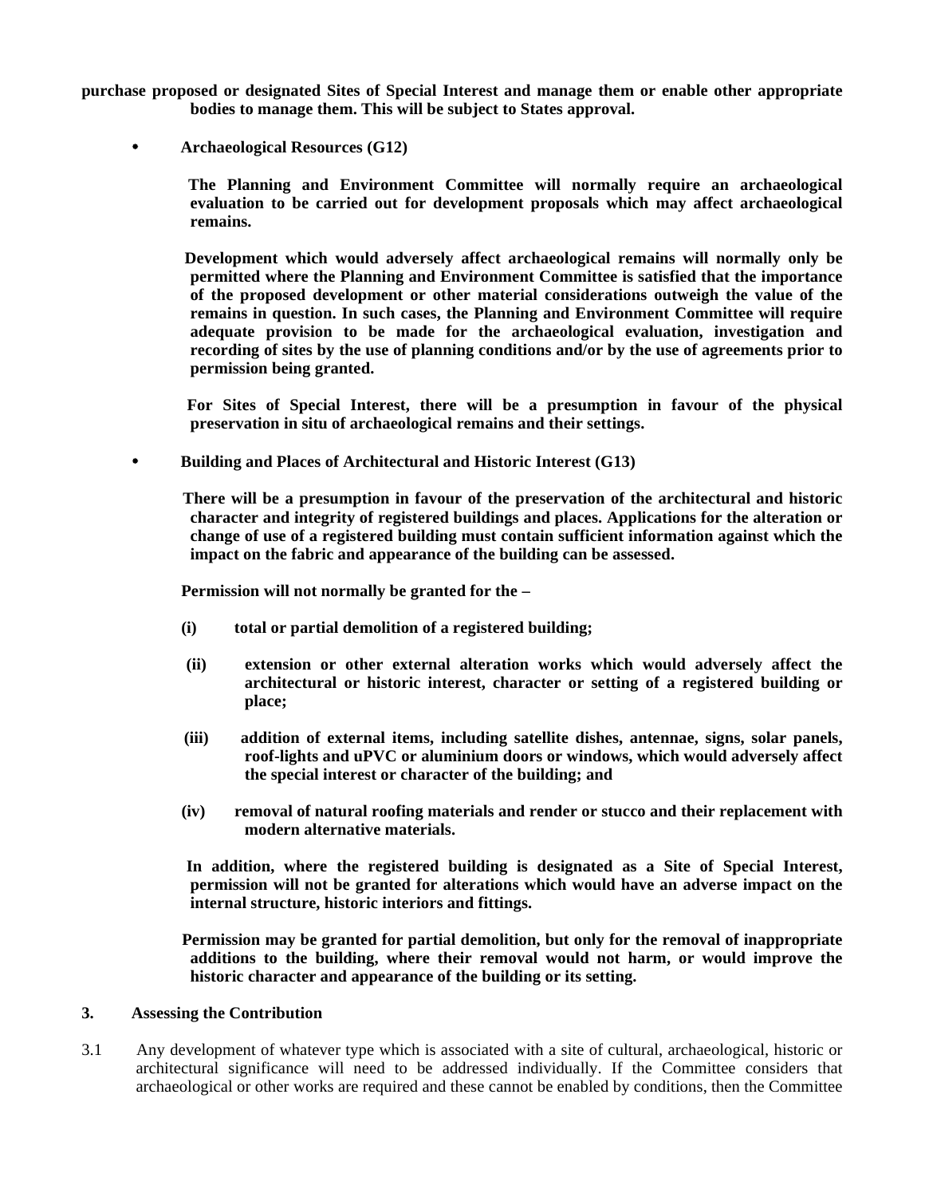**purchase proposed or designated Sites of Special Interest and manage them or enable other appropriate bodies to manage them. This will be subject to States approval.**

- **Archaeological Resources (G12)**

  **The Planning and Environment Committee will normally require an archaeological evaluation to be carried out for development proposals which may affect archaeological remains.**

  **Development which would adversely affect archaeological remains will normally only be permitted where the Planning and Environment Committee is satisfied that the importance of the proposed development or other material considerations outweigh the value of the remains in question. In such cases, the Planning and Environment Committee will require adequate provision to be made for the archaeological evaluation, investigation and recording of sites by the use of planning conditions and/or by the use of agreements prior to permission being granted.**

  **For Sites of Special Interest, there will be a presumption in favour of the physical preservation in situ of archaeological remains and their settings.**

- **Building and Places of Architectural and Historic Interest (G13)**

  **There will be a presumption in favour of the preservation of the architectural and historic character and integrity of registered buildings and places. Applications for the alteration or change of use of a registered building must contain sufficient information against which the impact on the fabric and appearance of the building can be assessed.**

  **Permission will not normally be granted for the –**

  **(i)** **total or partial demolition of a registered building;**

  **(ii)** **extension or other external alteration works which would adversely affect the architectural or historic interest, character or setting of a registered building or place;**

  **(iii)** **addition of external items, including satellite dishes, antennae, signs, solar panels, roof-lights and uPVC or aluminium doors or windows, which would adversely affect the special interest or character of the building; and**

  **(iv)** **removal of natural roofing materials and render or stucco and their replacement with modern alternative materials.**

  **In addition, where the registered building is designated as a Site of Special Interest, permission will not be granted for alterations which would have an adverse impact on the internal structure, historic interiors and fittings.**

  **Permission may be granted for partial demolition, but only for the removal of inappropriate additions to the building, where their removal would not harm, or would improve the historic character and appearance of the building or its setting.**

## 3. Assessing the Contribution

3.1 Any development of whatever type which is associated with a site of cultural, archaeological, historic or architectural significance will need to be addressed individually. If the Committee considers that archaeological or other works are required and these cannot be enabled by conditions, then the Committee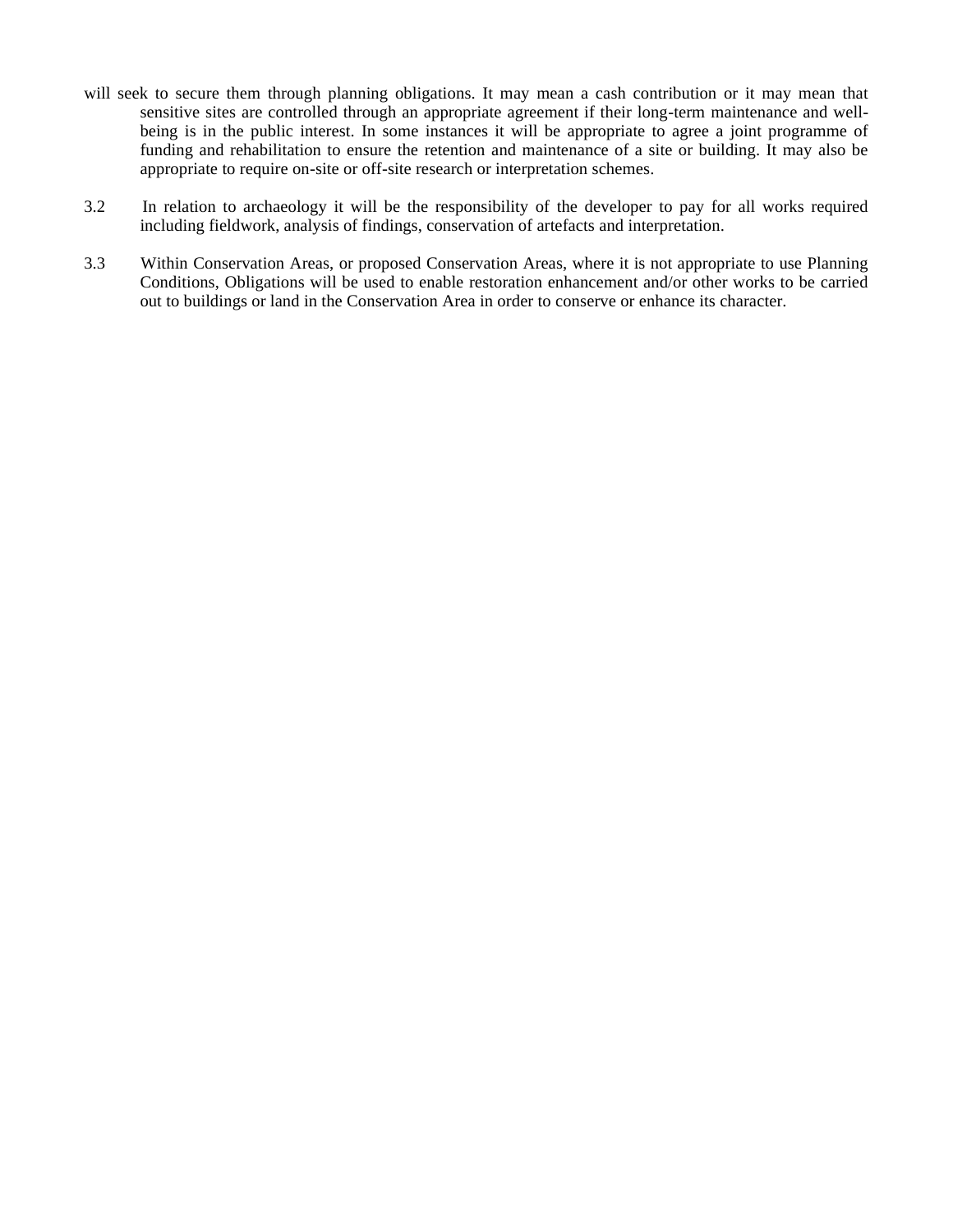will seek to secure them through planning obligations. It may mean a cash contribution or it may mean that sensitive sites are controlled through an appropriate agreement if their long-term maintenance and well-being is in the public interest. In some instances it will be appropriate to agree a joint programme of funding and rehabilitation to ensure the retention and maintenance of a site or building. It may also be appropriate to require on-site or off-site research or interpretation schemes.

3.2 In relation to archaeology it will be the responsibility of the developer to pay for all works required including fieldwork, analysis of findings, conservation of artefacts and interpretation.

3.3 Within Conservation Areas, or proposed Conservation Areas, where it is not appropriate to use Planning Conditions, Obligations will be used to enable restoration enhancement and/or other works to be carried out to buildings or land in the Conservation Area in order to conserve or enhance its character.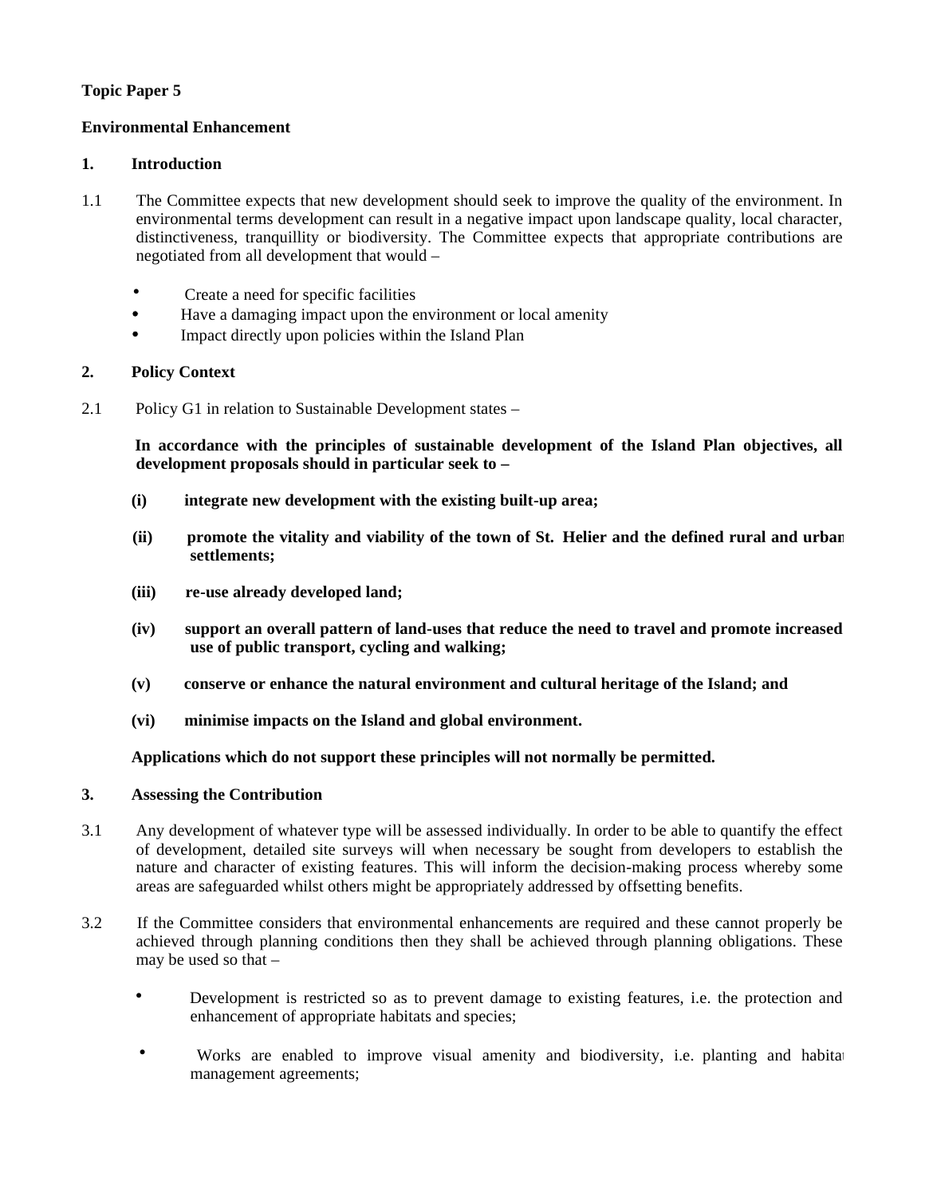**Topic Paper 5**

**Environmental Enhancement**

**1. Introduction**

1.1 The Committee expects that new development should seek to improve the quality of the environment. In environmental terms development can result in a negative impact upon landscape quality, local character, distinctiveness, tranquillity or biodiversity. The Committee expects that appropriate contributions are negotiated from all development that would –

- Create a need for specific facilities
- Have a damaging impact upon the environment or local amenity
- Impact directly upon policies within the Island Plan

**2. Policy Context**

2.1 Policy G1 in relation to Sustainable Development states –

**In accordance with the principles of sustainable development of the Island Plan objectives, all development proposals should in particular seek to –**

**(i) integrate new development with the existing built-up area;**

**(ii) promote the vitality and viability of the town of St. Helier and the defined rural and urban settlements;**

**(iii) re-use already developed land;**

**(iv) support an overall pattern of land-uses that reduce the need to travel and promote increased use of public transport, cycling and walking;**

**(v) conserve or enhance the natural environment and cultural heritage of the Island; and**

**(vi) minimise impacts on the Island and global environment.**

**Applications which do not support these principles will not normally be permitted.**

**3. Assessing the Contribution**

3.1 Any development of whatever type will be assessed individually. In order to be able to quantify the effect of development, detailed site surveys will when necessary be sought from developers to establish the nature and character of existing features. This will inform the decision-making process whereby some areas are safeguarded whilst others might be appropriately addressed by offsetting benefits.

3.2 If the Committee considers that environmental enhancements are required and these cannot properly be achieved through planning conditions then they shall be achieved through planning obligations. These may be used so that –

- Development is restricted so as to prevent damage to existing features, i.e. the protection and enhancement of appropriate habitats and species;
- Works are enabled to improve visual amenity and biodiversity, i.e. planting and habitat management agreements;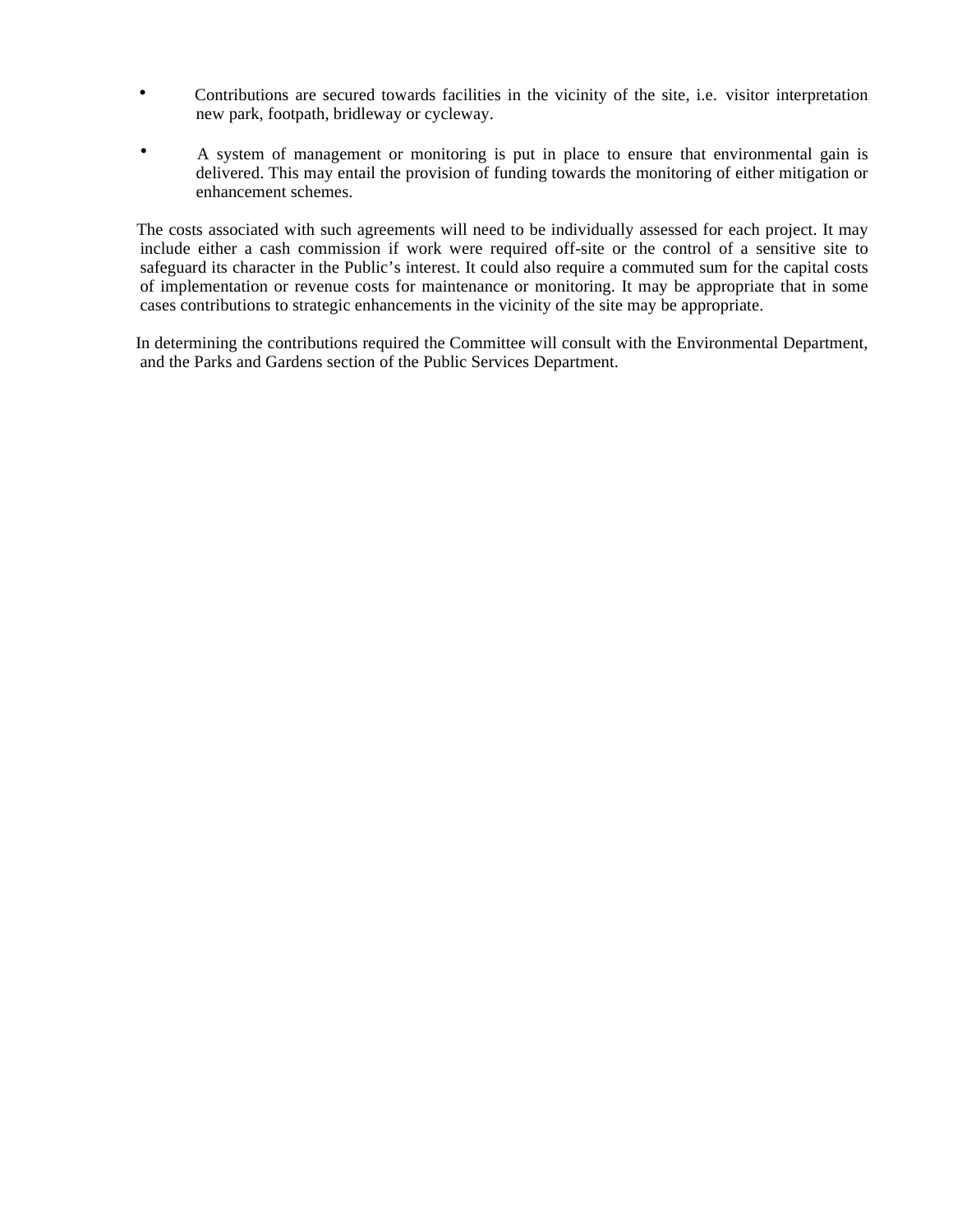- Contributions are secured towards facilities in the vicinity of the site, i.e. visitor interpretation, new park, footpath, bridleway or cycleway.

- A system of management or monitoring is put in place to ensure that environmental gain is delivered. This may entail the provision of funding towards the monitoring of either mitigation or enhancement schemes.

The costs associated with such agreements will need to be individually assessed for each project. It may include either a cash commission if work were required off-site or the control of a sensitive site to safeguard its character in the Public's interest. It could also require a commuted sum for the capital costs of implementation or revenue costs for maintenance or monitoring. It may be appropriate that in some cases contributions to strategic enhancements in the vicinity of the site may be appropriate.

In determining the contributions required the Committee will consult with the Environmental Department, and the Parks and Gardens section of the Public Services Department.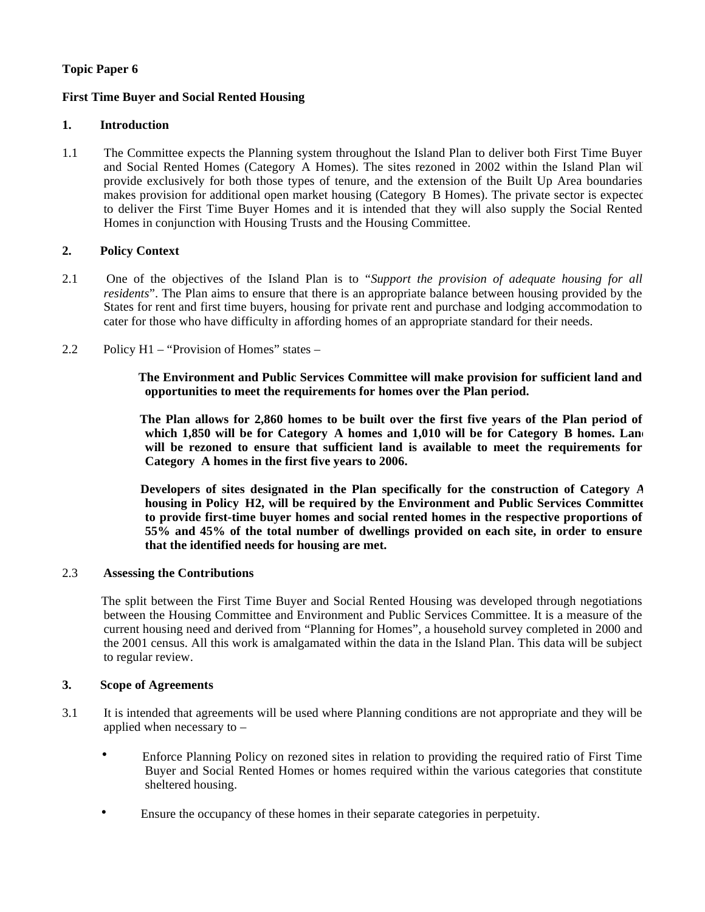**Topic Paper 6**

**First Time Buyer and Social Rented Housing**

**1. Introduction**

1.1 The Committee expects the Planning system throughout the Island Plan to deliver both First Time Buyer and Social Rented Homes (Category A Homes). The sites rezoned in 2002 within the Island Plan will provide exclusively for both those types of tenure, and the extension of the Built Up Area boundaries makes provision for additional open market housing (Category B Homes). The private sector is expected to deliver the First Time Buyer Homes and it is intended that they will also supply the Social Rented Homes in conjunction with Housing Trusts and the Housing Committee.

**2. Policy Context**

2.1 One of the objectives of the Island Plan is to "*Support the provision of adequate housing for all residents*". The Plan aims to ensure that there is an appropriate balance between housing provided by the States for rent and first time buyers, housing for private rent and purchase and lodging accommodation to cater for those who have difficulty in affording homes of an appropriate standard for their needs.

2.2 Policy H1 – "Provision of Homes" states –

> **The Environment and Public Services Committee will make provision for sufficient land and opportunities to meet the requirements for homes over the Plan period.**
>
> **The Plan allows for 2,860 homes to be built over the first five years of the Plan period of which 1,850 will be for Category A homes and 1,010 will be for Category B homes. Land will be rezoned to ensure that sufficient land is available to meet the requirements for Category A homes in the first five years to 2006.**
>
> **Developers of sites designated in the Plan specifically for the construction of Category A housing in Policy H2, will be required by the Environment and Public Services Committee to provide first-time buyer homes and social rented homes in the respective proportions of 55% and 45% of the total number of dwellings provided on each site, in order to ensure that the identified needs for housing are met.**

2.3 **Assessing the Contributions**

The split between the First Time Buyer and Social Rented Housing was developed through negotiations between the Housing Committee and Environment and Public Services Committee. It is a measure of the current housing need and derived from "Planning for Homes", a household survey completed in 2000 and the 2001 census. All this work is amalgamated within the data in the Island Plan. This data will be subject to regular review.

**3. Scope of Agreements**

3.1 It is intended that agreements will be used where Planning conditions are not appropriate and they will be applied when necessary to –

- Enforce Planning Policy on rezoned sites in relation to providing the required ratio of First Time Buyer and Social Rented Homes or homes required within the various categories that constitute sheltered housing.
- Ensure the occupancy of these homes in their separate categories in perpetuity.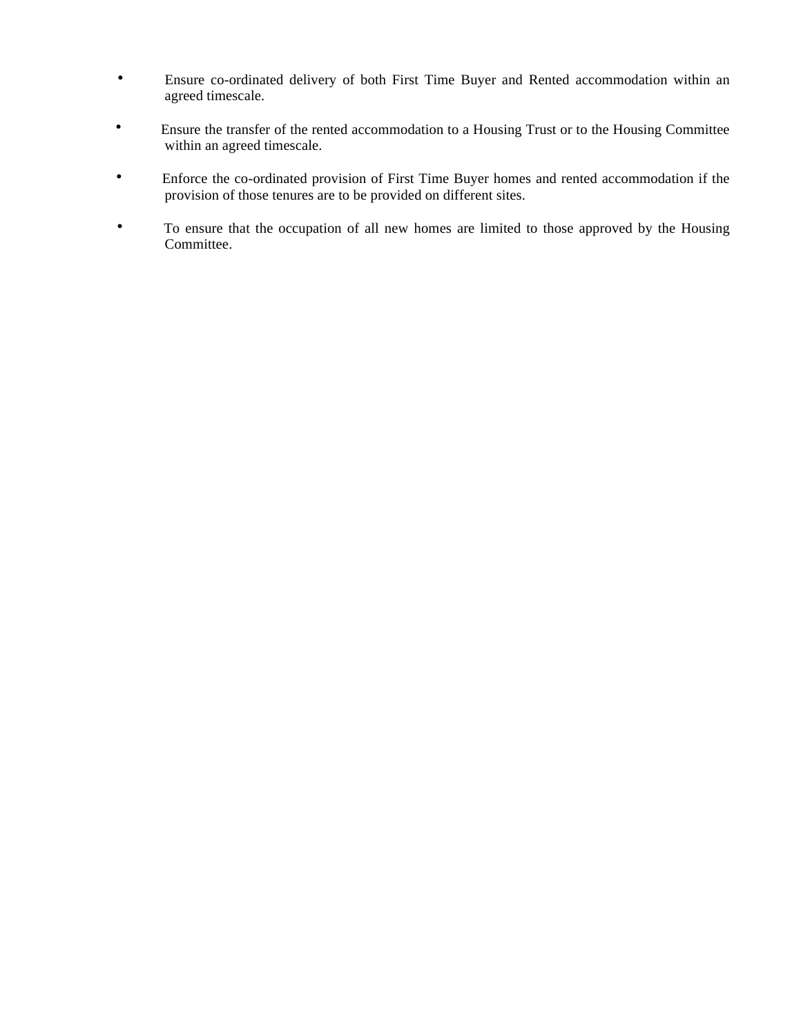- Ensure co-ordinated delivery of both First Time Buyer and Rented accommodation within an agreed timescale.

- Ensure the transfer of the rented accommodation to a Housing Trust or to the Housing Committee within an agreed timescale.

- Enforce the co-ordinated provision of First Time Buyer homes and rented accommodation if the provision of those tenures are to be provided on different sites.

- To ensure that the occupation of all new homes are limited to those approved by the Housing Committee.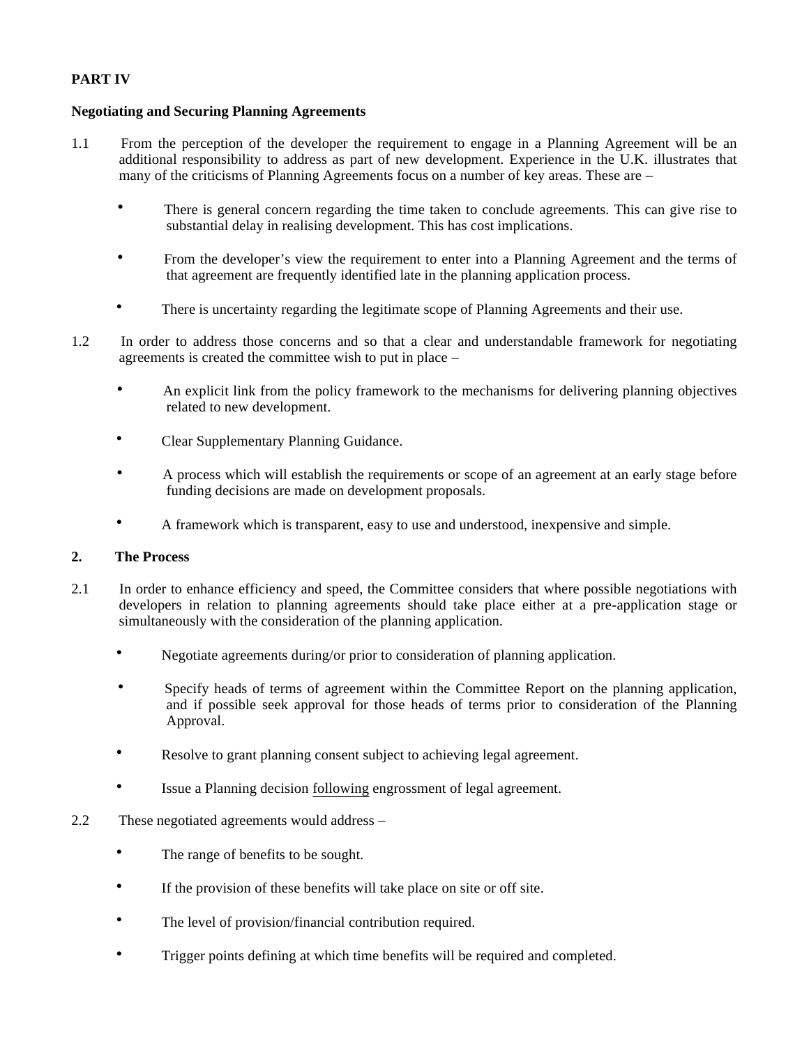**PART IV**

**Negotiating and Securing Planning Agreements**

1.1 From the perception of the developer the requirement to engage in a Planning Agreement will be an additional responsibility to address as part of new development. Experience in the U.K. illustrates that many of the criticisms of Planning Agreements focus on a number of key areas. These are –

- There is general concern regarding the time taken to conclude agreements. This can give rise to substantial delay in realising development. This has cost implications.
- From the developer's view the requirement to enter into a Planning Agreement and the terms of that agreement are frequently identified late in the planning application process.
- There is uncertainty regarding the legitimate scope of Planning Agreements and their use.

1.2 In order to address those concerns and so that a clear and understandable framework for negotiating agreements is created the committee wish to put in place –

- An explicit link from the policy framework to the mechanisms for delivering planning objectives related to new development.
- Clear Supplementary Planning Guidance.
- A process which will establish the requirements or scope of an agreement at an early stage before funding decisions are made on development proposals.
- A framework which is transparent, easy to use and understood, inexpensive and simple.

**2. The Process**

2.1 In order to enhance efficiency and speed, the Committee considers that where possible negotiations with developers in relation to planning agreements should take place either at a pre-application stage or simultaneously with the consideration of the planning application.

- Negotiate agreements during/or prior to consideration of planning application.
- Specify heads of terms of agreement within the Committee Report on the planning application, and if possible seek approval for those heads of terms prior to consideration of the Planning Approval.
- Resolve to grant planning consent subject to achieving legal agreement.
- Issue a Planning decision <u>following</u> engrossment of legal agreement.

2.2 These negotiated agreements would address –

- The range of benefits to be sought.
- If the provision of these benefits will take place on site or off site.
- The level of provision/financial contribution required.
- Trigger points defining at which time benefits will be required and completed.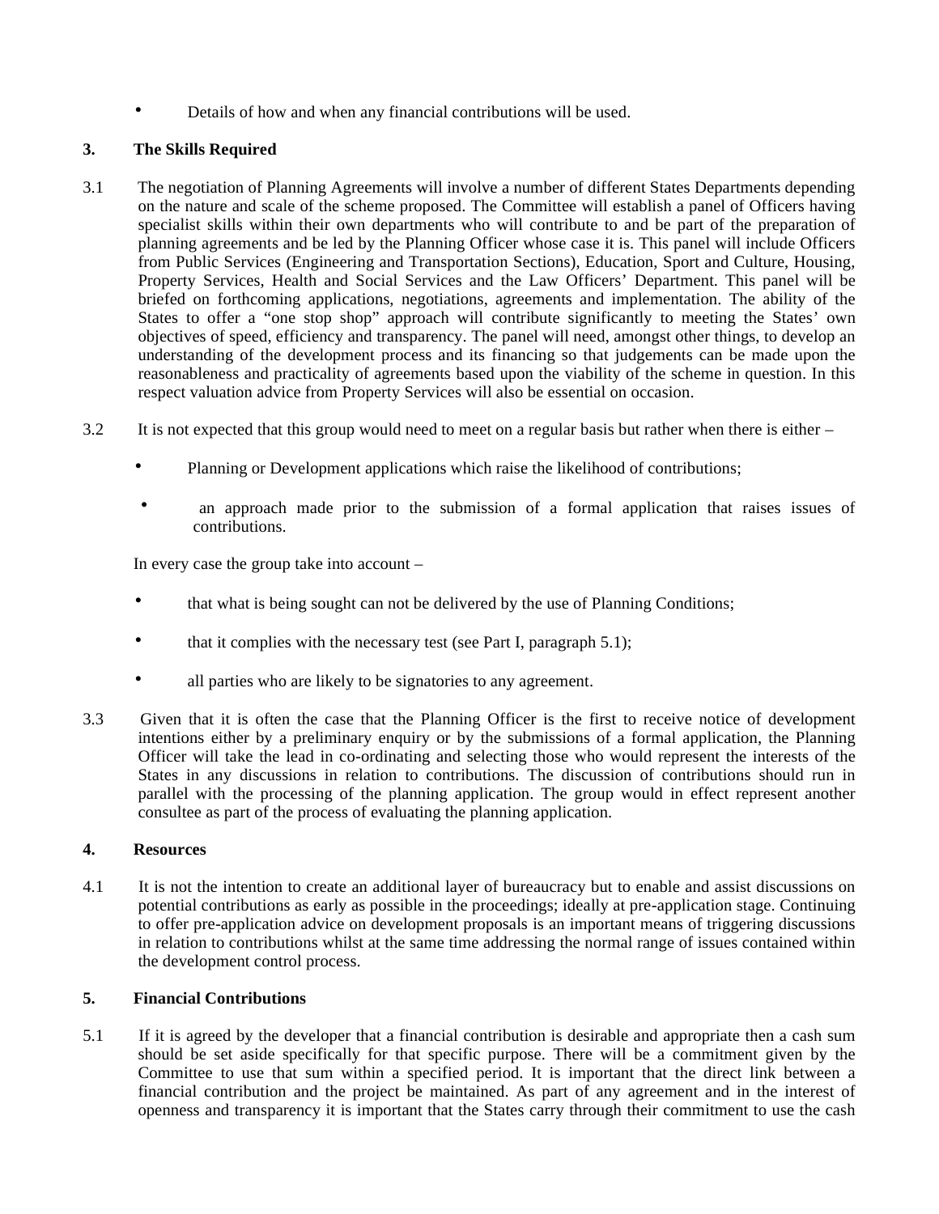- Details of how and when any financial contributions will be used.

**3. The Skills Required**

3.1 The negotiation of Planning Agreements will involve a number of different States Departments depending on the nature and scale of the scheme proposed. The Committee will establish a panel of Officers having specialist skills within their own departments who will contribute to and be part of the preparation of planning agreements and be led by the Planning Officer whose case it is. This panel will include Officers from Public Services (Engineering and Transportation Sections), Education, Sport and Culture, Housing, Property Services, Health and Social Services and the Law Officers' Department. This panel will be briefed on forthcoming applications, negotiations, agreements and implementation. The ability of the States to offer a "one stop shop" approach will contribute significantly to meeting the States' own objectives of speed, efficiency and transparency. The panel will need, amongst other things, to develop an understanding of the development process and its financing so that judgements can be made upon the reasonableness and practicality of agreements based upon the viability of the scheme in question. In this respect valuation advice from Property Services will also be essential on occasion.

3.2 It is not expected that this group would need to meet on a regular basis but rather when there is either –

- Planning or Development applications which raise the likelihood of contributions;
- an approach made prior to the submission of a formal application that raises issues of contributions.

In every case the group take into account –

- that what is being sought can not be delivered by the use of Planning Conditions;
- that it complies with the necessary test (see Part I, paragraph 5.1);
- all parties who are likely to be signatories to any agreement.

3.3 Given that it is often the case that the Planning Officer is the first to receive notice of development intentions either by a preliminary enquiry or by the submissions of a formal application, the Planning Officer will take the lead in co-ordinating and selecting those who would represent the interests of the States in any discussions in relation to contributions. The discussion of contributions should run in parallel with the processing of the planning application. The group would in effect represent another consultee as part of the process of evaluating the planning application.

**4. Resources**

4.1 It is not the intention to create an additional layer of bureaucracy but to enable and assist discussions on potential contributions as early as possible in the proceedings; ideally at pre-application stage. Continuing to offer pre-application advice on development proposals is an important means of triggering discussions in relation to contributions whilst at the same time addressing the normal range of issues contained within the development control process.

**5. Financial Contributions**

5.1 If it is agreed by the developer that a financial contribution is desirable and appropriate then a cash sum should be set aside specifically for that specific purpose. There will be a commitment given by the Committee to use that sum within a specified period. It is important that the direct link between a financial contribution and the project be maintained. As part of any agreement and in the interest of openness and transparency it is important that the States carry through their commitment to use the cash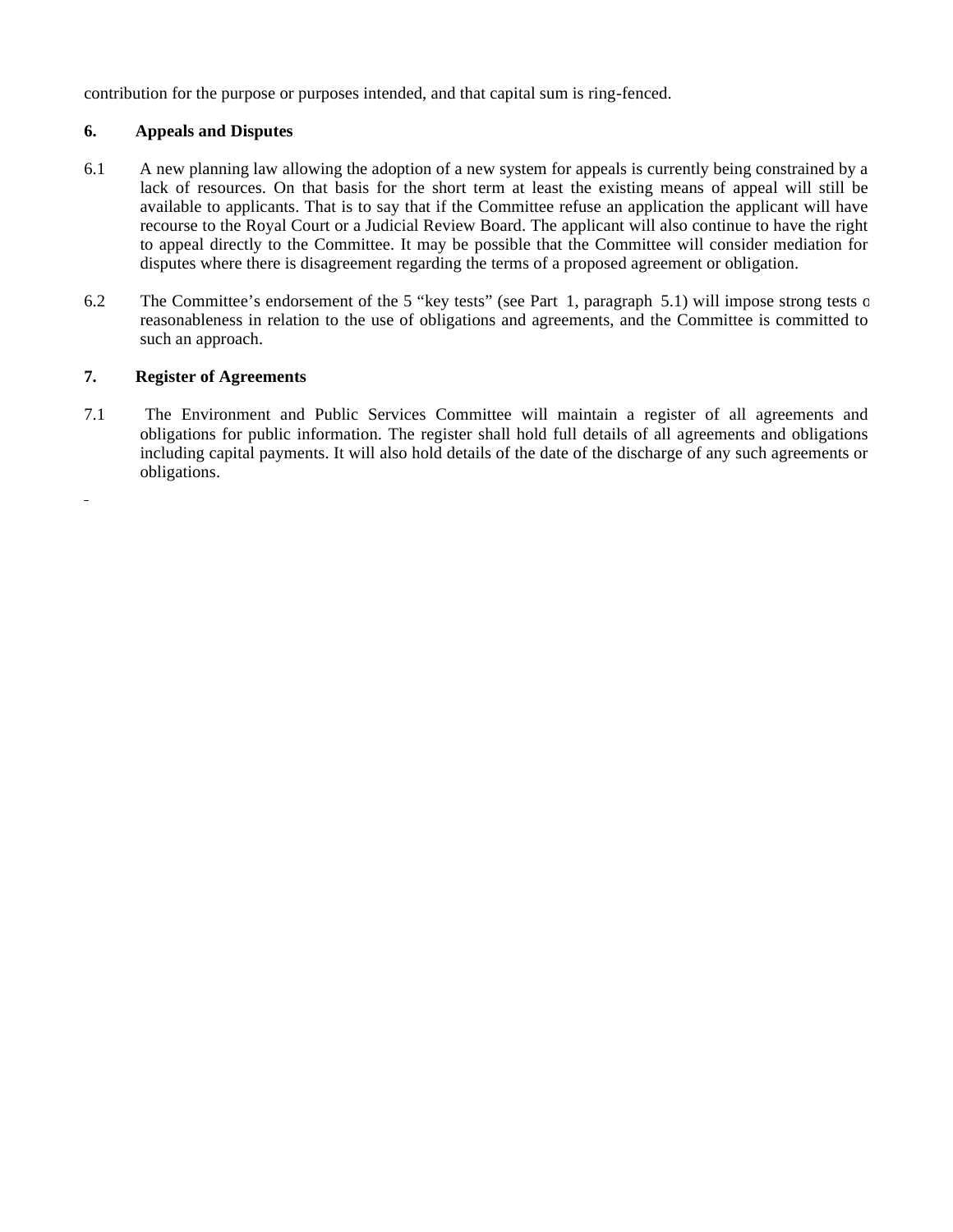contribution for the purpose or purposes intended, and that capital sum is ring-fenced.

## 6. Appeals and Disputes

6.1 A new planning law allowing the adoption of a new system for appeals is currently being constrained by a lack of resources. On that basis for the short term at least the existing means of appeal will still be available to applicants. That is to say that if the Committee refuse an application the applicant will have recourse to the Royal Court or a Judicial Review Board. The applicant will also continue to have the right to appeal directly to the Committee. It may be possible that the Committee will consider mediation for disputes where there is disagreement regarding the terms of a proposed agreement or obligation.

6.2 The Committee's endorsement of the 5 "key tests" (see Part 1, paragraph 5.1) will impose strong tests o reasonableness in relation to the use of obligations and agreements, and the Committee is committed to such an approach.

## 7. Register of Agreements

7.1 The Environment and Public Services Committee will maintain a register of all agreements and obligations for public information. The register shall hold full details of all agreements and obligations including capital payments. It will also hold details of the date of the discharge of any such agreements or obligations.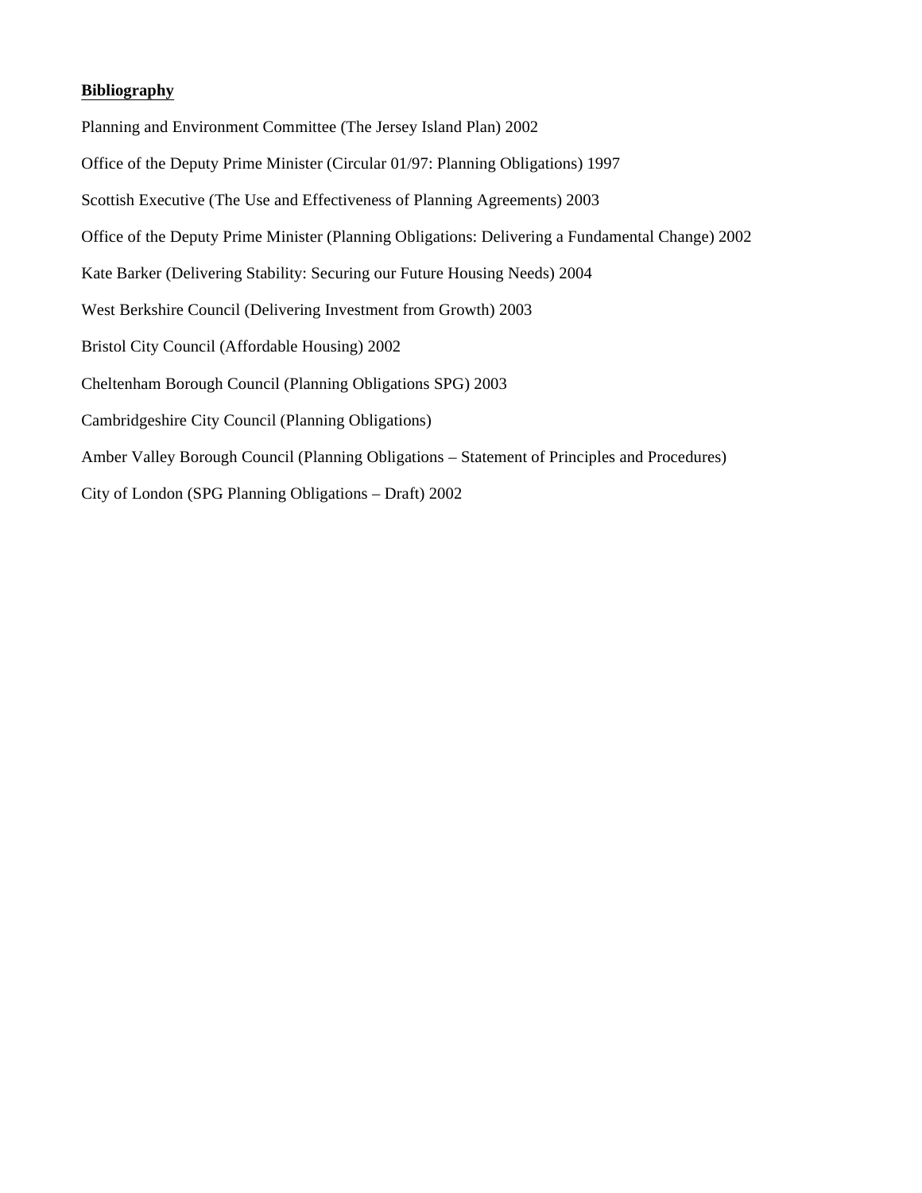**Bibliography**

Planning and Environment Committee (The Jersey Island Plan) 2002

Office of the Deputy Prime Minister (Circular 01/97: Planning Obligations) 1997

Scottish Executive (The Use and Effectiveness of Planning Agreements) 2003

Office of the Deputy Prime Minister (Planning Obligations: Delivering a Fundamental Change) 2002

Kate Barker (Delivering Stability: Securing our Future Housing Needs) 2004

West Berkshire Council (Delivering Investment from Growth) 2003

Bristol City Council (Affordable Housing) 2002

Cheltenham Borough Council (Planning Obligations SPG) 2003

Cambridgeshire City Council (Planning Obligations)

Amber Valley Borough Council (Planning Obligations – Statement of Principles and Procedures)

City of London (SPG Planning Obligations – Draft) 2002